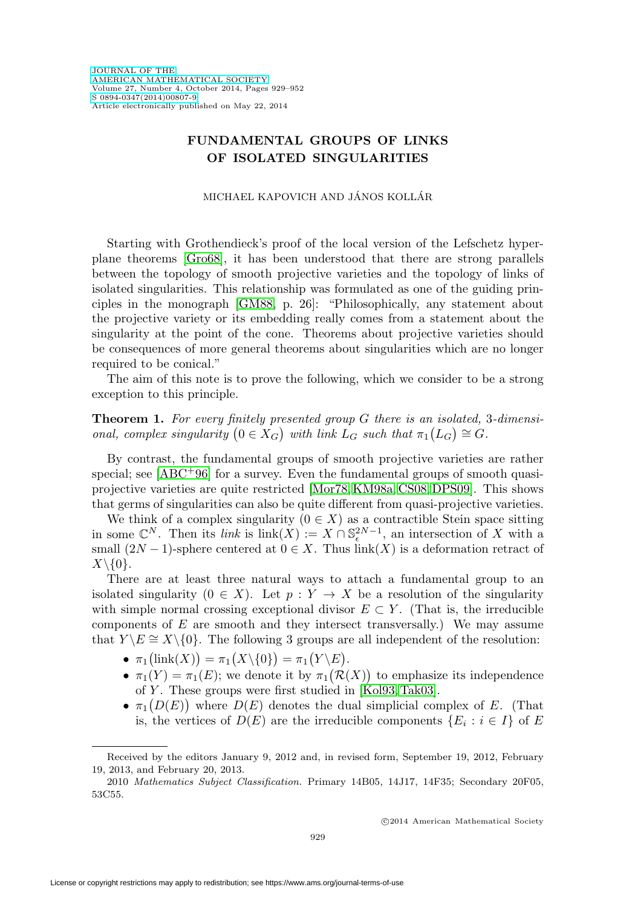# FUNDAMENTAL GROUPS OF LINKS OF ISOLATED SINGULARITIES

MICHAEL KAPOVICH AND JÁNOS KOLLÁR

Starting with Grothendieck's proof of the local version of the Lefschetz hyperplane theorems [Gro68], it has been understood that there are strong parallels between the topology of smooth projective varieties and the topology of links of isolated singularities. This relationship was formulated as one of the guiding principles in the monograph [GM88, p. 26]: "Philosophically, any statement about the projective variety or its embedding really comes from a statement about the singularity at the point of the cone. Theorems about projective varieties should be consequences of more general theorems about singularities which are no longer required to be conical."

The aim of this note is to prove the following, which we consider to be a strong exception to this principle.

**Theorem 1.** *For every finitely presented group $G$ there is an isolated, 3-dimensional, complex singularity $(0 \in X_G)$ with link $L_G$ such that $\pi_1(L_G) \cong G$.*

By contrast, the fundamental groups of smooth projective varieties are rather special; see [ABC+96] for a survey. Even the fundamental groups of smooth quasi-projective varieties are quite restricted [Mor78, KM98a, CS08, DPS09]. This shows that germs of singularities can also be quite different from quasi-projective varieties.

We think of a complex singularity $(0 \in X)$ as a contractible Stein space sitting in some $\mathbb{C}^N$. Then its *link* is $\operatorname{link}(X) := X \cap \mathbb{S}^{2N-1}_\epsilon$, an intersection of $X$ with a small $(2N-1)$-sphere centered at $0 \in X$. Thus $\operatorname{link}(X)$ is a deformation retract of $X \setminus \{0\}$.

There are at least three natural ways to attach a fundamental group to an isolated singularity $(0 \in X)$. Let $p : Y \to X$ be a resolution of the singularity with simple normal crossing exceptional divisor $E \subset Y$. (That is, the irreducible components of $E$ are smooth and they intersect transversally.) We may assume that $Y \setminus E \cong X \setminus \{0\}$. The following 3 groups are all independent of the resolution:

- $\pi_1(\operatorname{link}(X)) = \pi_1(X \setminus \{0\}) = \pi_1(Y \setminus E)$.
- $\pi_1(Y) = \pi_1(E)$; we denote it by $\pi_1(\mathcal{R}(X))$ to emphasize its independence of $Y$. These groups were first studied in [Kol93, Tak03].
- $\pi_1(D(E))$ where $D(E)$ denotes the dual simplicial complex of $E$. (That is, the vertices of $D(E)$ are the irreducible components $\{E_i : i \in I\}$ of $E$

Received by the editors January 9, 2012 and, in revised form, September 19, 2012, February 19, 2013, and February 20, 2013.

2010 *Mathematics Subject Classification.* Primary 14B05, 14J17, 14F35; Secondary 20F05, 53C55.

©2014 American Mathematical Society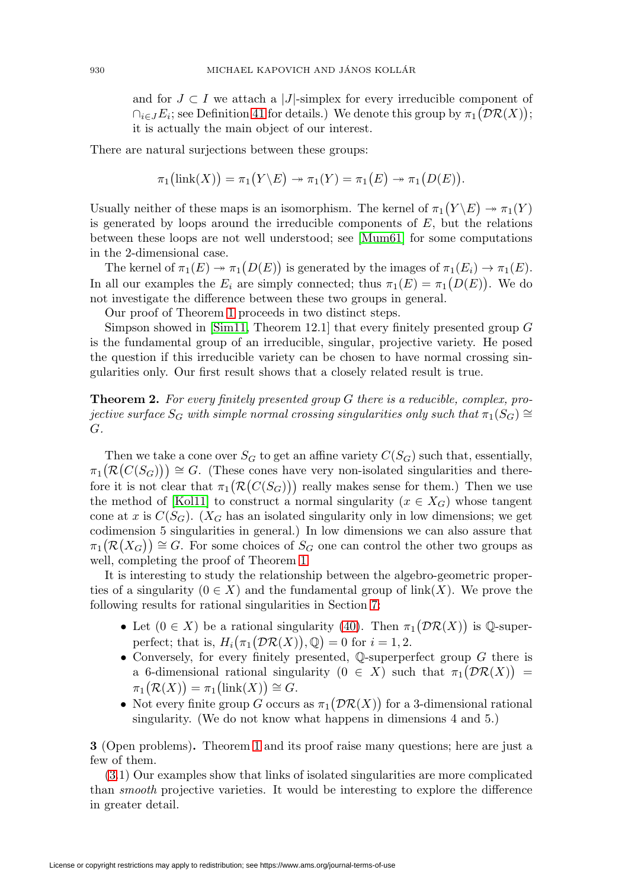and for $J \subset I$ we attach a $|J|$-simplex for every irreducible component of $\cap_{i \in J} E_i$; see Definition 41 for details.) We denote this group by $\pi_1(\mathcal{DR}(X))$; it is actually the main object of our interest.

There are natural surjections between these groups:

$$\pi_1(\operatorname{link}(X)) = \pi_1(Y \setminus E) \twoheadrightarrow \pi_1(Y) = \pi_1(E) \twoheadrightarrow \pi_1(D(E)).$$

Usually neither of these maps is an isomorphism. The kernel of $\pi_1(Y \setminus E) \twoheadrightarrow \pi_1(Y)$ is generated by loops around the irreducible components of $E$, but the relations between these loops are not well understood; see [Mum61] for some computations in the 2-dimensional case.

The kernel of $\pi_1(E) \twoheadrightarrow \pi_1(D(E))$ is generated by the images of $\pi_1(E_i) \to \pi_1(E)$. In all our examples the $E_i$ are simply connected; thus $\pi_1(E) = \pi_1(D(E))$. We do not investigate the difference between these two groups in general.

Our proof of Theorem 1 proceeds in two distinct steps.

Simpson showed in [Sim11, Theorem 12.1] that every finitely presented group $G$ is the fundamental group of an irreducible, singular, projective variety. He posed the question if this irreducible variety can be chosen to have normal crossing singularities only. Our first result shows that a closely related result is true.

**Theorem 2.** *For every finitely presented group $G$ there is a reducible, complex, projective surface $S_G$ with simple normal crossing singularities only such that $\pi_1(S_G) \cong G$.*

Then we take a cone over $S_G$ to get an affine variety $C(S_G)$ such that, essentially, $\pi_1(\mathcal{R}(C(S_G))) \cong G$. (These cones have very non-isolated singularities and therefore it is not clear that $\pi_1(\mathcal{R}(C(S_G)))$ really makes sense for them.) Then we use the method of [Kol11] to construct a normal singularity $(x \in X_G)$ whose tangent cone at $x$ is $C(S_G)$. ($X_G$ has an isolated singularity only in low dimensions; we get codimension 5 singularities in general.) In low dimensions we can also assure that $\pi_1(\mathcal{R}(X_G)) \cong G$. For some choices of $S_G$ one can control the other two groups as well, completing the proof of Theorem 1.

It is interesting to study the relationship between the algebro-geometric properties of a singularity $(0 \in X)$ and the fundamental group of $\operatorname{link}(X)$. We prove the following results for rational singularities in Section 7:

- Let $(0 \in X)$ be a rational singularity (40). Then $\pi_1(\mathcal{DR}(X))$ is $\mathbb{Q}$-superperfect; that is, $H_i(\pi_1(\mathcal{DR}(X)), \mathbb{Q}) = 0$ for $i = 1, 2$.
- Conversely, for every finitely presented, $\mathbb{Q}$-superperfect group $G$ there is a 6-dimensional rational singularity $(0 \in X)$ such that $\pi_1(\mathcal{DR}(X)) = \pi_1(\mathcal{R}(X)) = \pi_1(\operatorname{link}(X)) \cong G$.
- Not every finite group $G$ occurs as $\pi_1(\mathcal{DR}(X))$ for a 3-dimensional rational singularity. (We do not know what happens in dimensions 4 and 5.)

**3** (Open problems)**.** Theorem 1 and its proof raise many questions; here are just a few of them.

(3.1) Our examples show that links of isolated singularities are more complicated than *smooth* projective varieties. It would be interesting to explore the difference in greater detail.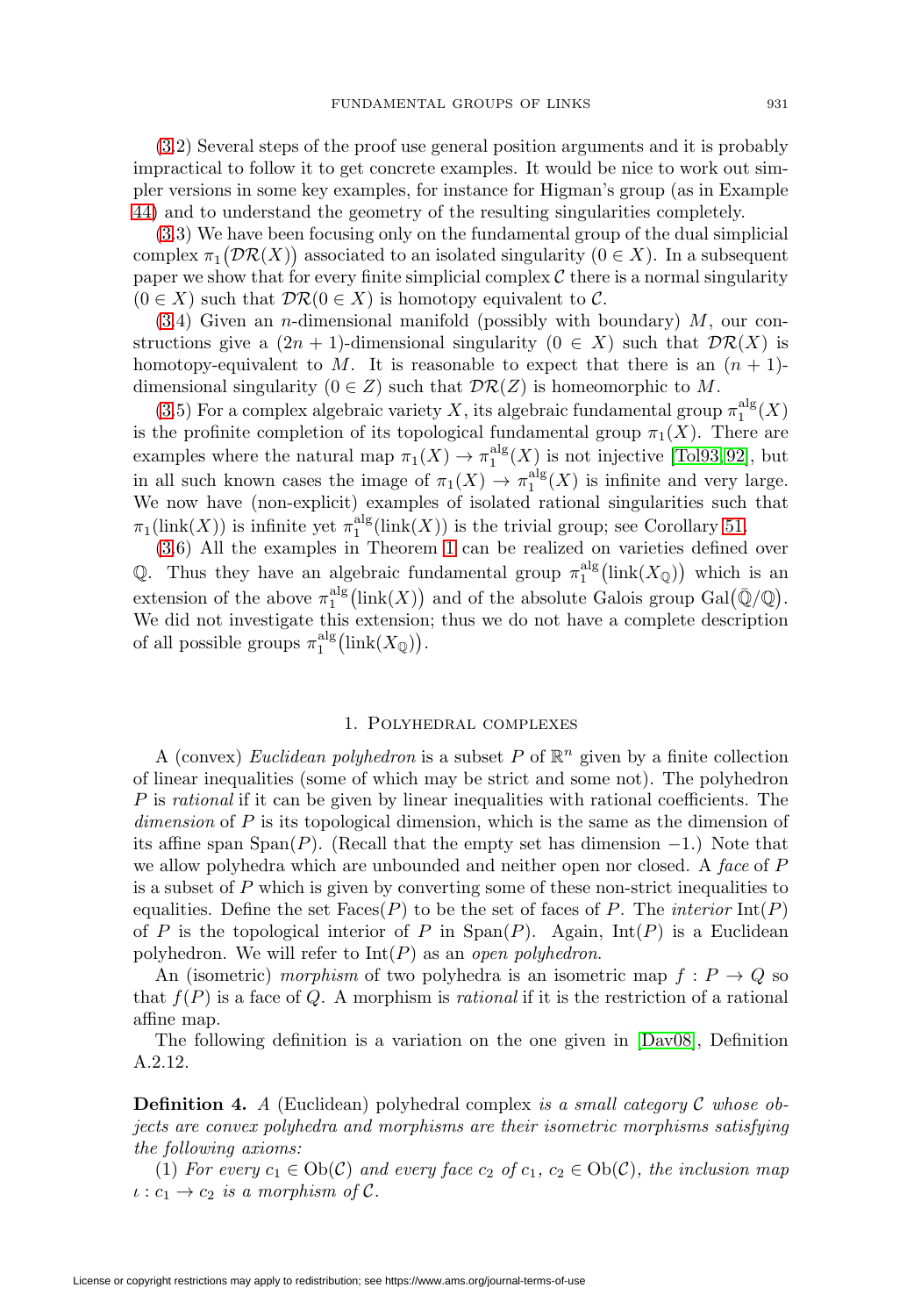(3.2) Several steps of the proof use general position arguments and it is probably impractical to follow it to get concrete examples. It would be nice to work out simpler versions in some key examples, for instance for Higman's group (as in Example 44) and to understand the geometry of the resulting singularities completely.

(3.3) We have been focusing only on the fundamental group of the dual simplicial complex $\pi_1\big(\mathcal{DR}(X)\big)$ associated to an isolated singularity $(0 \in X)$. In a subsequent paper we show that for every finite simplicial complex $\mathcal{C}$ there is a normal singularity $(0 \in X)$ such that $\mathcal{DR}(0 \in X)$ is homotopy equivalent to $\mathcal{C}$.

(3.4) Given an $n$-dimensional manifold (possibly with boundary) $M$, our constructions give a $(2n+1)$-dimensional singularity $(0 \in X)$ such that $\mathcal{DR}(X)$ is homotopy-equivalent to $M$. It is reasonable to expect that there is an $(n+1)$-dimensional singularity $(0 \in Z)$ such that $\mathcal{DR}(Z)$ is homeomorphic to $M$.

(3.5) For a complex algebraic variety $X$, its algebraic fundamental group $\pi_1^{\mathrm{alg}}(X)$ is the profinite completion of its topological fundamental group $\pi_1(X)$. There are examples where the natural map $\pi_1(X) \to \pi_1^{\mathrm{alg}}(X)$ is not injective [Tol93, 92], but in all such known cases the image of $\pi_1(X) \to \pi_1^{\mathrm{alg}}(X)$ is infinite and very large. We now have (non-explicit) examples of isolated rational singularities such that $\pi_1(\mathrm{link}(X))$ is infinite yet $\pi_1^{\mathrm{alg}}(\mathrm{link}(X))$ is the trivial group; see Corollary 51.

(3.6) All the examples in Theorem 1 can be realized on varieties defined over $\mathbb{Q}$. Thus they have an algebraic fundamental group $\pi_1^{\mathrm{alg}}\big(\mathrm{link}(X_{\mathbb{Q}})\big)$ which is an extension of the above $\pi_1^{\mathrm{alg}}\big(\mathrm{link}(X)\big)$ and of the absolute Galois group $\mathrm{Gal}\big(\bar{\mathbb{Q}}/\mathbb{Q}\big)$. We did not investigate this extension; thus we do not have a complete description of all possible groups $\pi_1^{\mathrm{alg}}\big(\mathrm{link}(X_{\mathbb{Q}})\big)$.

## 1. Polyhedral complexes

A (convex) *Euclidean polyhedron* is a subset $P$ of $\mathbb{R}^n$ given by a finite collection of linear inequalities (some of which may be strict and some not). The polyhedron $P$ is *rational* if it can be given by linear inequalities with rational coefficients. The *dimension* of $P$ is its topological dimension, which is the same as the dimension of its affine span $\mathrm{Span}(P)$. (Recall that the empty set has dimension $-1$.) Note that we allow polyhedra which are unbounded and neither open nor closed. A *face* of $P$ is a subset of $P$ which is given by converting some of these non-strict inequalities to equalities. Define the set $\mathrm{Faces}(P)$ to be the set of faces of $P$. The *interior* $\mathrm{Int}(P)$ of $P$ is the topological interior of $P$ in $\mathrm{Span}(P)$. Again, $\mathrm{Int}(P)$ is a Euclidean polyhedron. We will refer to $\mathrm{Int}(P)$ as an *open polyhedron*.

An (isometric) *morphism* of two polyhedra is an isometric map $f : P \to Q$ so that $f(P)$ is a face of $Q$. A morphism is *rational* if it is the restriction of a rational affine map.

The following definition is a variation on the one given in [Dav08], Definition A.2.12.

**Definition 4.** *A* (Euclidean) polyhedral complex *is a small category $\mathcal{C}$ whose objects are convex polyhedra and morphisms are their isometric morphisms satisfying the following axioms:*

*(1) For every $c_1 \in \mathrm{Ob}(\mathcal{C})$ and every face $c_2$ of $c_1$, $c_2 \in \mathrm{Ob}(\mathcal{C})$, the inclusion map $\iota : c_1 \to c_2$ is a morphism of $\mathcal{C}$.*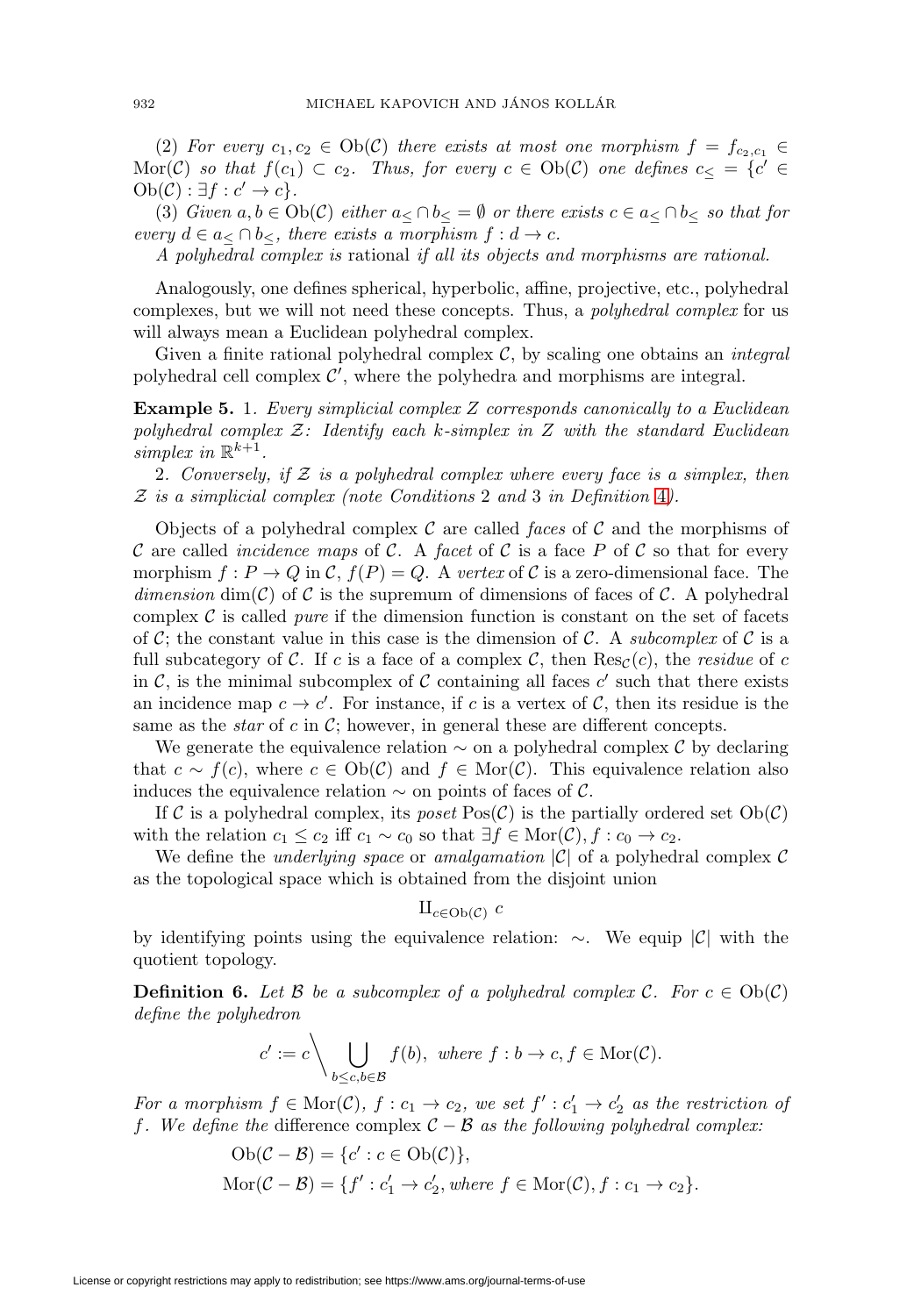(2) *For every* $c_1, c_2 \in \mathrm{Ob}(\mathcal{C})$ *there exists at most one morphism* $f = f_{c_2,c_1} \in \mathrm{Mor}(\mathcal{C})$ *so that* $f(c_1) \subset c_2$*. Thus, for every* $c \in \mathrm{Ob}(\mathcal{C})$ *one defines* $c_{\leq} = \{c' \in \mathrm{Ob}(\mathcal{C}) : \exists f : c' \to c\}$*.*

(3) *Given* $a, b \in \mathrm{Ob}(\mathcal{C})$ *either* $a_{\leq} \cap b_{\leq} = \emptyset$ *or there exists* $c \in a_{\leq} \cap b_{\leq}$ *so that for every* $d \in a_{\leq} \cap b_{\leq}$*, there exists a morphism* $f : d \to c$*.*

*A polyhedral complex is* rational *if all its objects and morphisms are rational.*

Analogously, one defines spherical, hyperbolic, affine, projective, etc., polyhedral complexes, but we will not need these concepts. Thus, a *polyhedral complex* for us will always mean a Euclidean polyhedral complex.

Given a finite rational polyhedral complex $\mathcal{C}$, by scaling one obtains an *integral* polyhedral cell complex $\mathcal{C}'$, where the polyhedra and morphisms are integral.

**Example 5.** 1. *Every simplicial complex* $Z$ *corresponds canonically to a Euclidean polyhedral complex* $\mathcal{Z}$*: Identify each* $k$*-simplex in* $Z$ *with the standard Euclidean simplex in* $\mathbb{R}^{k+1}$*.*

2. *Conversely, if* $\mathcal{Z}$ *is a polyhedral complex where every face is a simplex, then* $\mathcal{Z}$ *is a simplicial complex (note Conditions* 2 *and* 3 *in Definition* 4*).*

Objects of a polyhedral complex $\mathcal{C}$ are called *faces* of $\mathcal{C}$ and the morphisms of $\mathcal{C}$ are called *incidence maps* of $\mathcal{C}$. A *facet* of $\mathcal{C}$ is a face $P$ of $\mathcal{C}$ so that for every morphism $f : P \to Q$ in $\mathcal{C}$, $f(P) = Q$. A *vertex* of $\mathcal{C}$ is a zero-dimensional face. The *dimension* $\dim(\mathcal{C})$ of $\mathcal{C}$ is the supremum of dimensions of faces of $\mathcal{C}$. A polyhedral complex $\mathcal{C}$ is called *pure* if the dimension function is constant on the set of facets of $\mathcal{C}$; the constant value in this case is the dimension of $\mathcal{C}$. A *subcomplex* of $\mathcal{C}$ is a full subcategory of $\mathcal{C}$. If $c$ is a face of a complex $\mathcal{C}$, then $\mathrm{Res}_{\mathcal{C}}(c)$, the *residue* of $c$ in $\mathcal{C}$, is the minimal subcomplex of $\mathcal{C}$ containing all faces $c'$ such that there exists an incidence map $c \to c'$. For instance, if $c$ is a vertex of $\mathcal{C}$, then its residue is the same as the *star* of $c$ in $\mathcal{C}$; however, in general these are different concepts.

We generate the equivalence relation $\sim$ on a polyhedral complex $\mathcal{C}$ by declaring that $c \sim f(c)$, where $c \in \mathrm{Ob}(\mathcal{C})$ and $f \in \mathrm{Mor}(\mathcal{C})$. This equivalence relation also induces the equivalence relation $\sim$ on points of faces of $\mathcal{C}$.

If $\mathcal{C}$ is a polyhedral complex, its *poset* $\mathrm{Pos}(\mathcal{C})$ is the partially ordered set $\mathrm{Ob}(\mathcal{C})$ with the relation $c_1 \leq c_2$ iff $c_1 \sim c_0$ so that $\exists f \in \mathrm{Mor}(\mathcal{C}), f : c_0 \to c_2$.

We define the *underlying space* or *amalgamation* $|\mathcal{C}|$ of a polyhedral complex $\mathcal{C}$ as the topological space which is obtained from the disjoint union

$$\amalg_{c \in \mathrm{Ob}(\mathcal{C})}\, c$$

by identifying points using the equivalence relation: $\sim$. We equip $|\mathcal{C}|$ with the quotient topology.

**Definition 6.** *Let* $\mathcal{B}$ *be a subcomplex of a polyhedral complex* $\mathcal{C}$*. For* $c \in \mathrm{Ob}(\mathcal{C})$ *define the polyhedron*

$$c' := c \Bigg\backslash \bigcup_{b \leq c, b \in \mathcal{B}} f(b), \text{ where } f : b \to c, f \in \mathrm{Mor}(\mathcal{C}).$$

*For a morphism* $f \in \mathrm{Mor}(\mathcal{C})$*,* $f : c_1 \to c_2$*, we set* $f' : c_1' \to c_2'$ *as the restriction of* $f$*. We define the* difference complex $\mathcal{C} - \mathcal{B}$ *as the following polyhedral complex:*

$$\mathrm{Ob}(\mathcal{C} - \mathcal{B}) = \{c' : c \in \mathrm{Ob}(\mathcal{C})\},$$
$$\mathrm{Mor}(\mathcal{C} - \mathcal{B}) = \{f' : c_1' \to c_2', \text{where } f \in \mathrm{Mor}(\mathcal{C}), f : c_1 \to c_2\}.$$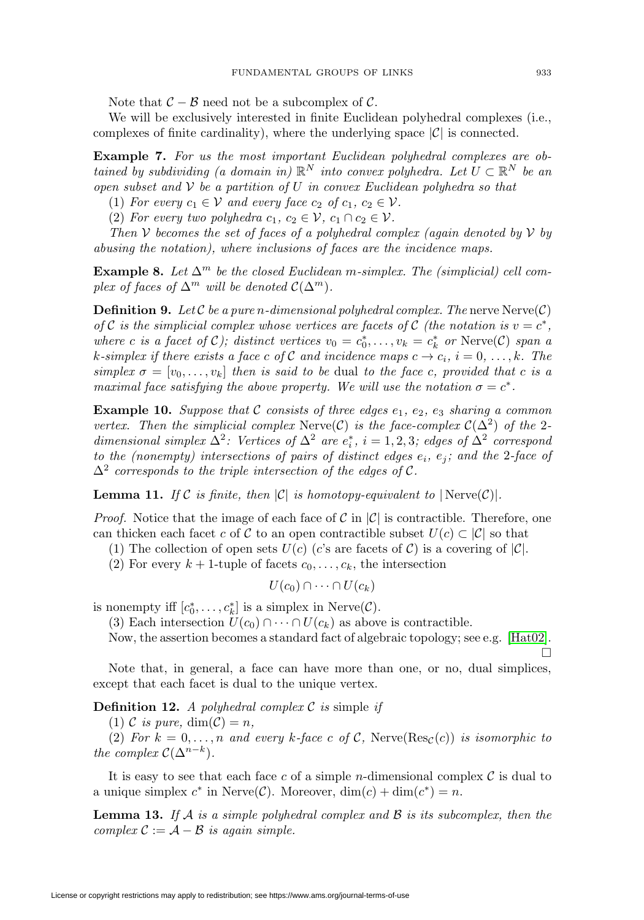Note that $\mathcal{C} - \mathcal{B}$ need not be a subcomplex of $\mathcal{C}$.

We will be exclusively interested in finite Euclidean polyhedral complexes (i.e., complexes of finite cardinality), where the underlying space $|\mathcal{C}|$ is connected.

**Example 7.** *For us the most important Euclidean polyhedral complexes are obtained by subdividing (a domain in) $\mathbb{R}^N$ into convex polyhedra. Let $U \subset \mathbb{R}^N$ be an open subset and $\mathcal{V}$ be a partition of $U$ in convex Euclidean polyhedra so that*

*(1) For every $c_1 \in \mathcal{V}$ and every face $c_2$ of $c_1$, $c_2 \in \mathcal{V}$.*

*(2) For every two polyhedra $c_1$, $c_2 \in \mathcal{V}$, $c_1 \cap c_2 \in \mathcal{V}$.*

*Then $\mathcal{V}$ becomes the set of faces of a polyhedral complex (again denoted by $\mathcal{V}$ by abusing the notation), where inclusions of faces are the incidence maps.*

**Example 8.** *Let $\Delta^m$ be the closed Euclidean $m$-simplex. The (simplicial) cell complex of faces of $\Delta^m$ will be denoted $\mathcal{C}(\Delta^m)$.*

**Definition 9.** *Let $\mathcal{C}$ be a pure $n$-dimensional polyhedral complex. The* nerve $\mathrm{Nerve}(\mathcal{C})$ *of $\mathcal{C}$ is the simplicial complex whose vertices are facets of $\mathcal{C}$ (the notation is $v = c^*$, where $c$ is a facet of $\mathcal{C}$); distinct vertices $v_0 = c_0^*, \ldots, v_k = c_k^*$ or $\mathrm{Nerve}(\mathcal{C})$ span a $k$-simplex if there exists a face $c$ of $\mathcal{C}$ and incidence maps $c \to c_i$, $i = 0, \ldots, k$. The simplex $\sigma = [v_0, \ldots, v_k]$ then is said to be* dual *to the face $c$, provided that $c$ is a maximal face satisfying the above property. We will use the notation $\sigma = c^*$.*

**Example 10.** *Suppose that $\mathcal{C}$ consists of three edges $e_1$, $e_2$, $e_3$ sharing a common vertex. Then the simplicial complex $\mathrm{Nerve}(\mathcal{C})$ is the face-complex $\mathcal{C}(\Delta^2)$ of the 2-dimensional simplex $\Delta^2$: Vertices of $\Delta^2$ are $e_i^*$, $i = 1, 2, 3$; edges of $\Delta^2$ correspond to the (nonempty) intersections of pairs of distinct edges $e_i$, $e_j$; and the 2-face of $\Delta^2$ corresponds to the triple intersection of the edges of $\mathcal{C}$.*

**Lemma 11.** *If $\mathcal{C}$ is finite, then $|\mathcal{C}|$ is homotopy-equivalent to $|\mathrm{Nerve}(\mathcal{C})|$.*

*Proof.* Notice that the image of each face of $\mathcal{C}$ in $|\mathcal{C}|$ is contractible. Therefore, one can thicken each facet $c$ of $\mathcal{C}$ to an open contractible subset $U(c) \subset |\mathcal{C}|$ so that

(1) The collection of open sets $U(c)$ ($c$'s are facets of $\mathcal{C}$) is a covering of $|\mathcal{C}|$.

(2) For every $k+1$-tuple of facets $c_0, \ldots, c_k$, the intersection

$$U(c_0) \cap \cdots \cap U(c_k)$$

is nonempty iff $[c_0^*, \ldots, c_k^*]$ is a simplex in $\mathrm{Nerve}(\mathcal{C})$.

(3) Each intersection $U(c_0) \cap \cdots \cap U(c_k)$ as above is contractible.

Now, the assertion becomes a standard fact of algebraic topology; see e.g. [Hat02]. $\square$

Note that, in general, a face can have more than one, or no, dual simplices, except that each facet is dual to the unique vertex.

**Definition 12.** *A polyhedral complex $\mathcal{C}$ is* simple *if*

*(1) $\mathcal{C}$ is pure, $\dim(\mathcal{C}) = n$,*

*(2) For $k = 0, \ldots, n$ and every $k$-face $c$ of $\mathcal{C}$, $\mathrm{Nerve}(\mathrm{Res}_{\mathcal{C}}(c))$ is isomorphic to the complex $\mathcal{C}(\Delta^{n-k})$.*

It is easy to see that each face $c$ of a simple $n$-dimensional complex $\mathcal{C}$ is dual to a unique simplex $c^*$ in $\mathrm{Nerve}(\mathcal{C})$. Moreover, $\dim(c) + \dim(c^*) = n$.

**Lemma 13.** *If $\mathcal{A}$ is a simple polyhedral complex and $\mathcal{B}$ is its subcomplex, then the complex $\mathcal{C} := \mathcal{A} - \mathcal{B}$ is again simple.*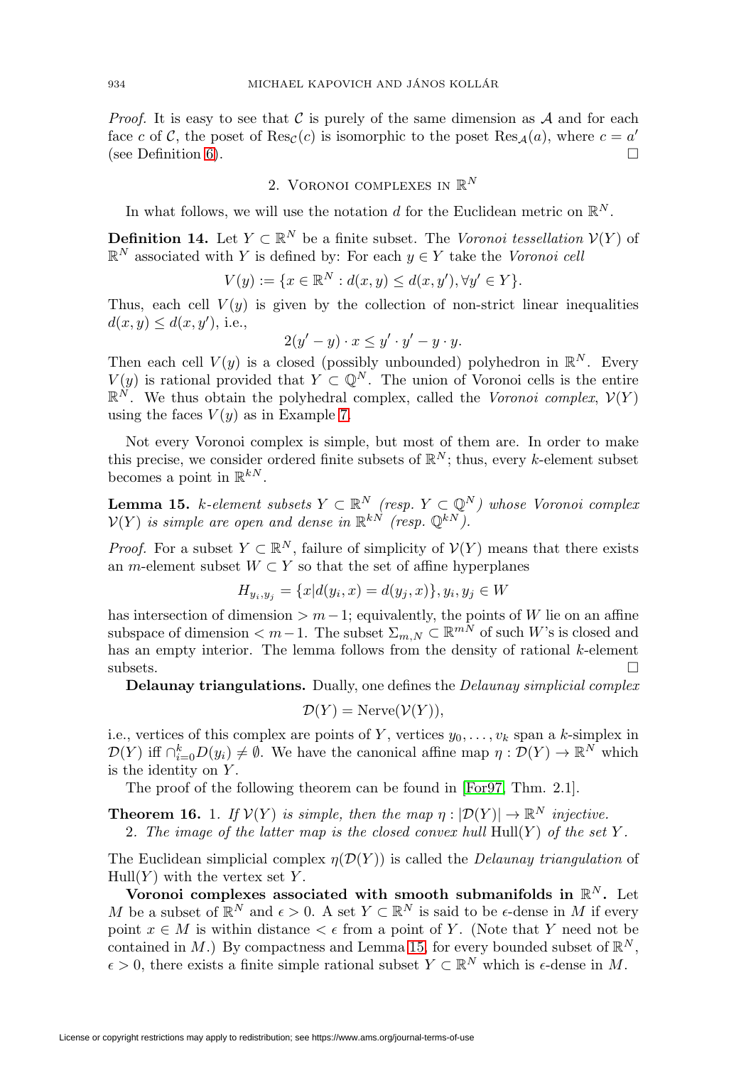*Proof.* It is easy to see that $\mathcal{C}$ is purely of the same dimension as $\mathcal{A}$ and for each face $c$ of $\mathcal{C}$, the poset of $\mathrm{Res}_{\mathcal{C}}(c)$ is isomorphic to the poset $\mathrm{Res}_{\mathcal{A}}(a)$, where $c = a'$ (see Definition 6). $\square$

## 2. Voronoi complexes in $\mathbb{R}^N$

In what follows, we will use the notation $d$ for the Euclidean metric on $\mathbb{R}^N$.

**Definition 14.** Let $Y \subset \mathbb{R}^N$ be a finite subset. The *Voronoi tessellation* $\mathcal{V}(Y)$ of $\mathbb{R}^N$ associated with $Y$ is defined by: For each $y \in Y$ take the *Voronoi cell*

$$V(y) := \{x \in \mathbb{R}^N : d(x, y) \le d(x, y'), \forall y' \in Y\}.$$

Thus, each cell $V(y)$ is given by the collection of non-strict linear inequalities $d(x, y) \le d(x, y')$, i.e.,

$$2(y' - y) \cdot x \le y' \cdot y' - y \cdot y.$$

Then each cell $V(y)$ is a closed (possibly unbounded) polyhedron in $\mathbb{R}^N$. Every $V(y)$ is rational provided that $Y \subset \mathbb{Q}^N$. The union of Voronoi cells is the entire $\mathbb{R}^N$. We thus obtain the polyhedral complex, called the *Voronoi complex*, $\mathcal{V}(Y)$ using the faces $V(y)$ as in Example 7.

Not every Voronoi complex is simple, but most of them are. In order to make this precise, we consider ordered finite subsets of $\mathbb{R}^N$; thus, every $k$-element subset becomes a point in $\mathbb{R}^{kN}$.

**Lemma 15.** *$k$-element subsets $Y \subset \mathbb{R}^N$ (resp. $Y \subset \mathbb{Q}^N$) whose Voronoi complex $\mathcal{V}(Y)$ is simple are open and dense in $\mathbb{R}^{kN}$ (resp. $\mathbb{Q}^{kN}$).*

*Proof.* For a subset $Y \subset \mathbb{R}^N$, failure of simplicity of $\mathcal{V}(Y)$ means that there exists an $m$-element subset $W \subset Y$ so that the set of affine hyperplanes

$$H_{y_i, y_j} = \{x | d(y_i, x) = d(y_j, x)\}, y_i, y_j \in W$$

has intersection of dimension $> m-1$; equivalently, the points of $W$ lie on an affine subspace of dimension $< m-1$. The subset $\Sigma_{m,N} \subset \mathbb{R}^{mN}$ of such $W$'s is closed and has an empty interior. The lemma follows from the density of rational $k$-element subsets. $\square$

**Delaunay triangulations.** Dually, one defines the *Delaunay simplicial complex*

$$\mathcal{D}(Y) = \mathrm{Nerve}(\mathcal{V}(Y)),$$

i.e., vertices of this complex are points of $Y$, vertices $y_0, \ldots, v_k$ span a $k$-simplex in $\mathcal{D}(Y)$ iff $\cap_{i=0}^k D(y_i) \neq \emptyset$. We have the canonical affine map $\eta : \mathcal{D}(Y) \to \mathbb{R}^N$ which is the identity on $Y$.

The proof of the following theorem can be found in [For97, Thm. 2.1].

**Theorem 16.** 1. *If $\mathcal{V}(Y)$ is simple, then the map $\eta : |\mathcal{D}(Y)| \to \mathbb{R}^N$ injective.*

2. *The image of the latter map is the closed convex hull $\mathrm{Hull}(Y)$ of the set $Y$.*

The Euclidean simplicial complex $\eta(\mathcal{D}(Y))$ is called the *Delaunay triangulation* of $\mathrm{Hull}(Y)$ with the vertex set $Y$.

**Voronoi complexes associated with smooth submanifolds in $\mathbb{R}^N$.** Let $M$ be a subset of $\mathbb{R}^N$ and $\epsilon > 0$. A set $Y \subset \mathbb{R}^N$ is said to be $\epsilon$-dense in $M$ if every point $x \in M$ is within distance $< \epsilon$ from a point of $Y$. (Note that $Y$ need not be contained in $M$.) By compactness and Lemma 15, for every bounded subset of $\mathbb{R}^N$, $\epsilon > 0$, there exists a finite simple rational subset $Y \subset \mathbb{R}^N$ which is $\epsilon$-dense in $M$.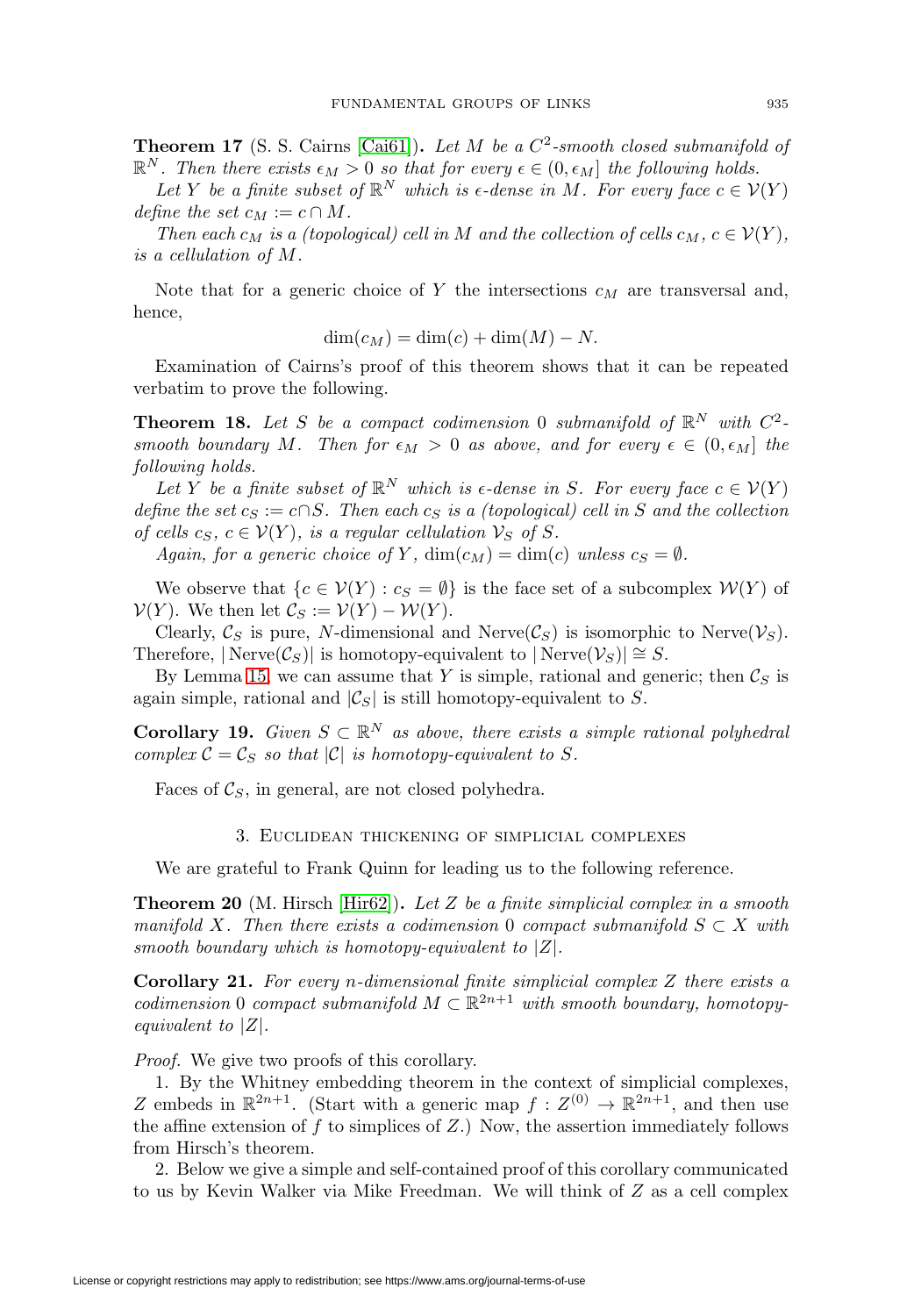**Theorem 17** (S. S. Cairns [Cai61])**.** *Let $M$ be a $C^2$-smooth closed submanifold of $\mathbb{R}^N$. Then there exists $\epsilon_M > 0$ so that for every $\epsilon \in (0, \epsilon_M]$ the following holds.*

*Let $Y$ be a finite subset of $\mathbb{R}^N$ which is $\epsilon$-dense in $M$. For every face $c \in \mathcal{V}(Y)$ define the set $c_M := c \cap M$.*

*Then each $c_M$ is a (topological) cell in $M$ and the collection of cells $c_M$, $c \in \mathcal{V}(Y)$, is a cellulation of $M$.*

Note that for a generic choice of $Y$ the intersections $c_M$ are transversal and, hence,

$$\dim(c_M) = \dim(c) + \dim(M) - N.$$

Examination of Cairns's proof of this theorem shows that it can be repeated verbatim to prove the following.

**Theorem 18.** *Let $S$ be a compact codimension 0 submanifold of $\mathbb{R}^N$ with $C^2$-smooth boundary $M$. Then for $\epsilon_M > 0$ as above, and for every $\epsilon \in (0, \epsilon_M]$ the following holds.*

*Let $Y$ be a finite subset of $\mathbb{R}^N$ which is $\epsilon$-dense in $S$. For every face $c \in \mathcal{V}(Y)$ define the set $c_S := c \cap S$. Then each $c_S$ is a (topological) cell in $S$ and the collection of cells $c_S$, $c \in \mathcal{V}(Y)$, is a regular cellulation $\mathcal{V}_S$ of $S$.*

*Again, for a generic choice of $Y$, $\dim(c_M) = \dim(c)$ unless $c_S = \emptyset$.*

We observe that $\{c \in \mathcal{V}(Y) : c_S = \emptyset\}$ is the face set of a subcomplex $\mathcal{W}(Y)$ of $\mathcal{V}(Y)$. We then let $\mathcal{C}_S := \mathcal{V}(Y) - \mathcal{W}(Y)$.

Clearly, $\mathcal{C}_S$ is pure, $N$-dimensional and $\text{Nerve}(\mathcal{C}_S)$ is isomorphic to $\text{Nerve}(\mathcal{V}_S)$. Therefore, $|\text{Nerve}(\mathcal{C}_S)|$ is homotopy-equivalent to $|\text{Nerve}(\mathcal{V}_S)| \cong S$.

By Lemma 15, we can assume that $Y$ is simple, rational and generic; then $\mathcal{C}_S$ is again simple, rational and $|\mathcal{C}_S|$ is still homotopy-equivalent to $S$.

**Corollary 19.** *Given $S \subset \mathbb{R}^N$ as above, there exists a simple rational polyhedral complex $\mathcal{C} = \mathcal{C}_S$ so that $|\mathcal{C}|$ is homotopy-equivalent to $S$.*

Faces of $\mathcal{C}_S$, in general, are not closed polyhedra.

## 3. Euclidean thickening of simplicial complexes

We are grateful to Frank Quinn for leading us to the following reference.

**Theorem 20** (M. Hirsch [Hir62])**.** *Let $Z$ be a finite simplicial complex in a smooth manifold $X$. Then there exists a codimension 0 compact submanifold $S \subset X$ with smooth boundary which is homotopy-equivalent to $|Z|$.*

**Corollary 21.** *For every $n$-dimensional finite simplicial complex $Z$ there exists a codimension 0 compact submanifold $M \subset \mathbb{R}^{2n+1}$ with smooth boundary, homotopy-equivalent to $|Z|$.*

*Proof.* We give two proofs of this corollary.

1. By the Whitney embedding theorem in the context of simplicial complexes, $Z$ embeds in $\mathbb{R}^{2n+1}$. (Start with a generic map $f : Z^{(0)} \to \mathbb{R}^{2n+1}$, and then use the affine extension of $f$ to simplices of $Z$.) Now, the assertion immediately follows from Hirsch's theorem.

2. Below we give a simple and self-contained proof of this corollary communicated to us by Kevin Walker via Mike Freedman. We will think of $Z$ as a cell complex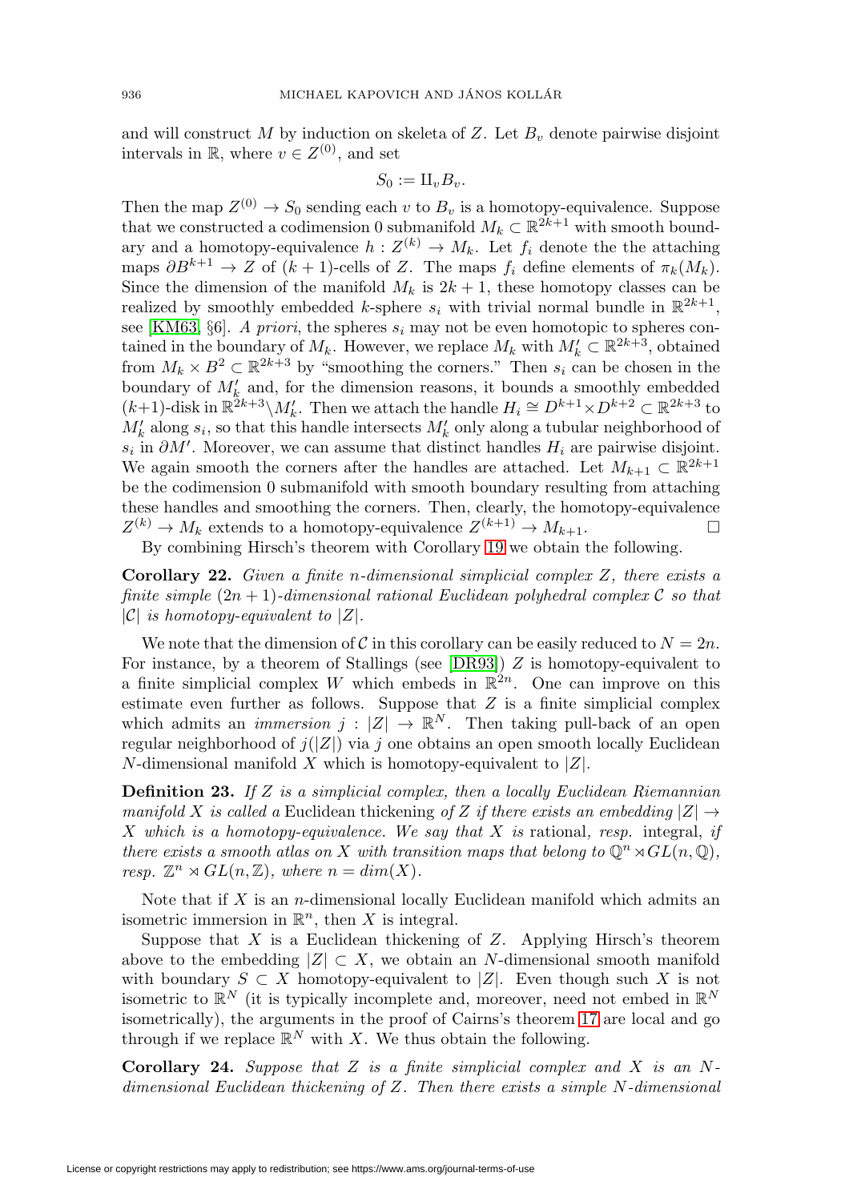and will construct $M$ by induction on skeleta of $Z$. Let $B_v$ denote pairwise disjoint intervals in $\mathbb{R}$, where $v \in Z^{(0)}$, and set

$$S_0 := \amalg_v B_v.$$

Then the map $Z^{(0)} \to S_0$ sending each $v$ to $B_v$ is a homotopy-equivalence. Suppose that we constructed a codimension 0 submanifold $M_k \subset \mathbb{R}^{2k+1}$ with smooth boundary and a homotopy-equivalence $h : Z^{(k)} \to M_k$. Let $f_i$ denote the the attaching maps $\partial B^{k+1} \to Z$ of $(k+1)$-cells of $Z$. The maps $f_i$ define elements of $\pi_k(M_k)$. Since the dimension of the manifold $M_k$ is $2k+1$, these homotopy classes can be realized by smoothly embedded $k$-sphere $s_i$ with trivial normal bundle in $\mathbb{R}^{2k+1}$, see [KM63, §6]. *A priori*, the spheres $s_i$ may not be even homotopic to spheres contained in the boundary of $M_k$. However, we replace $M_k$ with $M_k' \subset \mathbb{R}^{2k+3}$, obtained from $M_k \times B^2 \subset \mathbb{R}^{2k+3}$ by "smoothing the corners." Then $s_i$ can be chosen in the boundary of $M_k'$ and, for the dimension reasons, it bounds a smoothly embedded $(k+1)$-disk in $\mathbb{R}^{2k+3} \setminus M_k'$. Then we attach the handle $H_i \cong D^{k+1} \times D^{k+2} \subset \mathbb{R}^{2k+3}$ to $M_k'$ along $s_i$, so that this handle intersects $M_k'$ only along a tubular neighborhood of $s_i$ in $\partial M'$. Moreover, we can assume that distinct handles $H_i$ are pairwise disjoint. We again smooth the corners after the handles are attached. Let $M_{k+1} \subset \mathbb{R}^{2k+1}$ be the codimension 0 submanifold with smooth boundary resulting from attaching these handles and smoothing the corners. Then, clearly, the homotopy-equivalence $Z^{(k)} \to M_k$ extends to a homotopy-equivalence $Z^{(k+1)} \to M_{k+1}$. □

By combining Hirsch's theorem with Corollary 19 we obtain the following.

**Corollary 22.** *Given a finite $n$-dimensional simplicial complex $Z$, there exists a finite simple $(2n+1)$-dimensional rational Euclidean polyhedral complex $\mathcal{C}$ so that $|\mathcal{C}|$ is homotopy-equivalent to $|Z|$.*

We note that the dimension of $\mathcal{C}$ in this corollary can be easily reduced to $N = 2n$. For instance, by a theorem of Stallings (see [DR93]) $Z$ is homotopy-equivalent to a finite simplicial complex $W$ which embeds in $\mathbb{R}^{2n}$. One can improve on this estimate even further as follows. Suppose that $Z$ is a finite simplicial complex which admits an *immersion* $j : |Z| \to \mathbb{R}^N$. Then taking pull-back of an open regular neighborhood of $j(|Z|)$ via $j$ one obtains an open smooth locally Euclidean $N$-dimensional manifold $X$ which is homotopy-equivalent to $|Z|$.

**Definition 23.** *If $Z$ is a simplicial complex, then a locally Euclidean Riemannian manifold $X$ is called a* Euclidean thickening *of $Z$ if there exists an embedding $|Z| \to X$ which is a homotopy-equivalence. We say that $X$ is* rational*, resp.* integral*, if there exists a smooth atlas on $X$ with transition maps that belong to $\mathbb{Q}^n \rtimes GL(n,\mathbb{Q})$, resp. $\mathbb{Z}^n \rtimes GL(n,\mathbb{Z})$, where $n = dim(X)$.*

Note that if $X$ is an $n$-dimensional locally Euclidean manifold which admits an isometric immersion in $\mathbb{R}^n$, then $X$ is integral.

Suppose that $X$ is a Euclidean thickening of $Z$. Applying Hirsch's theorem above to the embedding $|Z| \subset X$, we obtain an $N$-dimensional smooth manifold with boundary $S \subset X$ homotopy-equivalent to $|Z|$. Even though such $X$ is not isometric to $\mathbb{R}^N$ (it is typically incomplete and, moreover, need not embed in $\mathbb{R}^N$ isometrically), the arguments in the proof of Cairns's theorem 17 are local and go through if we replace $\mathbb{R}^N$ with $X$. We thus obtain the following.

**Corollary 24.** *Suppose that $Z$ is a finite simplicial complex and $X$ is an $N$-dimensional Euclidean thickening of $Z$. Then there exists a simple $N$-dimensional*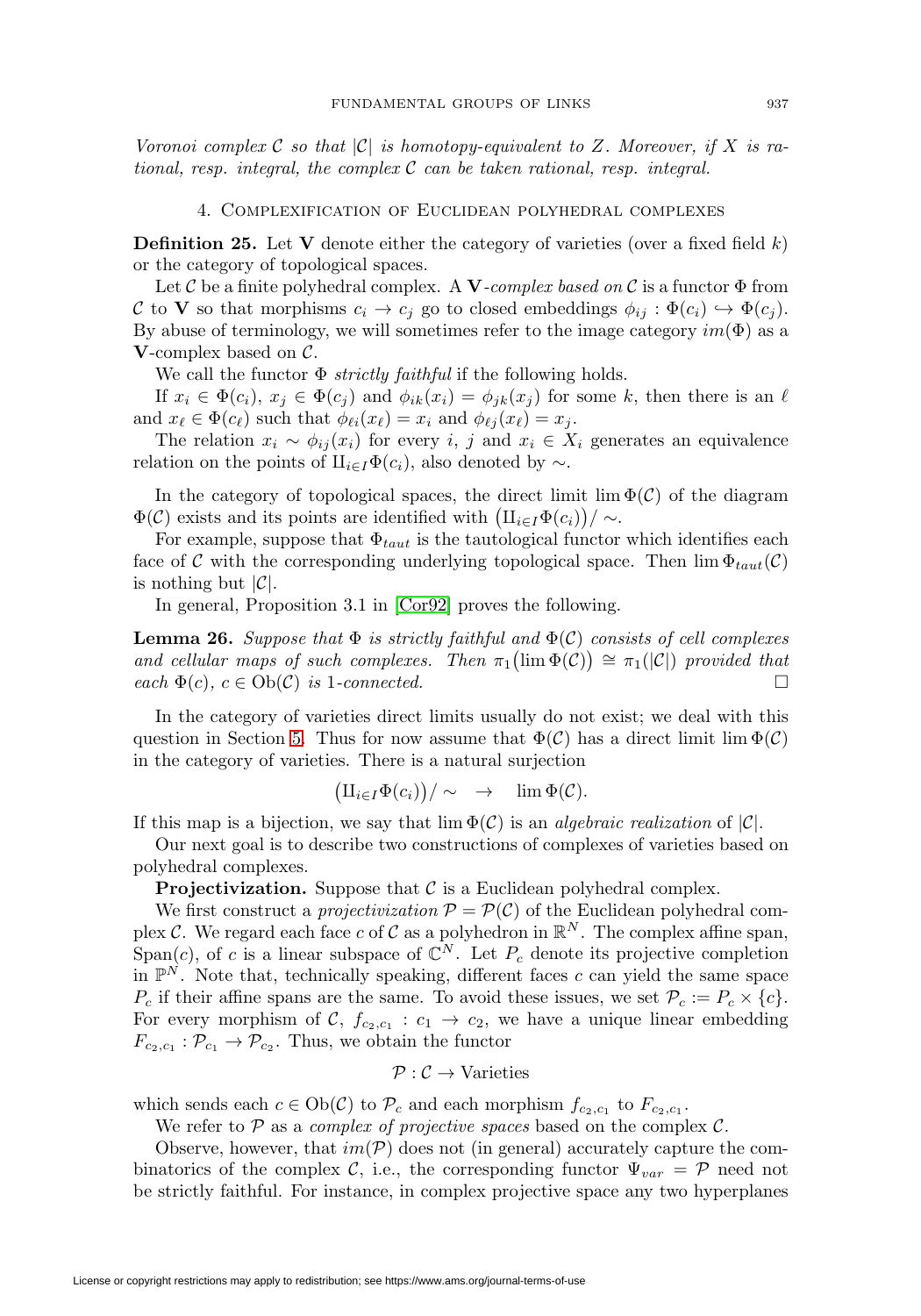*Voronoi complex $\mathcal{C}$ so that $|\mathcal{C}|$ is homotopy-equivalent to $Z$. Moreover, if $X$ is rational, resp. integral, the complex $\mathcal{C}$ can be taken rational, resp. integral.*

## 4. Complexification of Euclidean polyhedral complexes

**Definition 25.** Let $\mathbf{V}$ denote either the category of varieties (over a fixed field $k$) or the category of topological spaces.

Let $\mathcal{C}$ be a finite polyhedral complex. A $\mathbf{V}$*-complex based on* $\mathcal{C}$ is a functor $\Phi$ from $\mathcal{C}$ to $\mathbf{V}$ so that morphisms $c_i \to c_j$ go to closed embeddings $\phi_{ij} : \Phi(c_i) \hookrightarrow \Phi(c_j)$. By abuse of terminology, we will sometimes refer to the image category $im(\Phi)$ as a $\mathbf{V}$-complex based on $\mathcal{C}$.

We call the functor $\Phi$ *strictly faithful* if the following holds.

If $x_i \in \Phi(c_i)$, $x_j \in \Phi(c_j)$ and $\phi_{ik}(x_i) = \phi_{jk}(x_j)$ for some $k$, then there is an $\ell$ and $x_\ell \in \Phi(c_\ell)$ such that $\phi_{\ell i}(x_\ell) = x_i$ and $\phi_{\ell j}(x_\ell) = x_j$.

The relation $x_i \sim \phi_{ij}(x_i)$ for every $i$, $j$ and $x_i \in X_i$ generates an equivalence relation on the points of $\amalg_{i\in I}\Phi(c_i)$, also denoted by $\sim$.

In the category of topological spaces, the direct limit $\lim \Phi(\mathcal{C})$ of the diagram $\Phi(\mathcal{C})$ exists and its points are identified with $\big(\amalg_{i\in I}\Phi(c_i)\big)/\sim$.

For example, suppose that $\Phi_{taut}$ is the tautological functor which identifies each face of $\mathcal{C}$ with the corresponding underlying topological space. Then $\lim \Phi_{taut}(\mathcal{C})$ is nothing but $|\mathcal{C}|$.

In general, Proposition 3.1 in [Cor92] proves the following.

**Lemma 26.** *Suppose that $\Phi$ is strictly faithful and $\Phi(\mathcal{C})$ consists of cell complexes and cellular maps of such complexes. Then $\pi_1\big(\lim \Phi(\mathcal{C})\big) \cong \pi_1(|\mathcal{C}|)$ provided that each $\Phi(c)$, $c \in \mathrm{Ob}(\mathcal{C})$ is 1-connected.* □

In the category of varieties direct limits usually do not exist; we deal with this question in Section 5. Thus for now assume that $\Phi(\mathcal{C})$ has a direct limit $\lim \Phi(\mathcal{C})$ in the category of varieties. There is a natural surjection

$$\big(\amalg_{i\in I}\Phi(c_i)\big)/\sim \quad \to \quad \lim \Phi(\mathcal{C}).$$

If this map is a bijection, we say that $\lim \Phi(\mathcal{C})$ is an *algebraic realization* of $|\mathcal{C}|$.

Our next goal is to describe two constructions of complexes of varieties based on polyhedral complexes.

**Projectivization.** Suppose that $\mathcal{C}$ is a Euclidean polyhedral complex.

We first construct a *projectivization* $\mathcal{P} = \mathcal{P}(\mathcal{C})$ of the Euclidean polyhedral complex $\mathcal{C}$. We regard each face $c$ of $\mathcal{C}$ as a polyhedron in $\mathbb{R}^N$. The complex affine span, $\mathrm{Span}(c)$, of $c$ is a linear subspace of $\mathbb{C}^N$. Let $P_c$ denote its projective completion in $\mathbb{P}^N$. Note that, technically speaking, different faces $c$ can yield the same space $P_c$ if their affine spans are the same. To avoid these issues, we set $\mathcal{P}_c := P_c \times \{c\}$. For every morphism of $\mathcal{C}$, $f_{c_2,c_1} : c_1 \to c_2$, we have a unique linear embedding $F_{c_2,c_1} : \mathcal{P}_{c_1} \to \mathcal{P}_{c_2}$. Thus, we obtain the functor

$$\mathcal{P} : \mathcal{C} \to \text{Varieties}$$

which sends each $c \in \mathrm{Ob}(\mathcal{C})$ to $\mathcal{P}_c$ and each morphism $f_{c_2,c_1}$ to $F_{c_2,c_1}$.

We refer to $\mathcal{P}$ as a *complex of projective spaces* based on the complex $\mathcal{C}$.

Observe, however, that $im(\mathcal{P})$ does not (in general) accurately capture the combinatorics of the complex $\mathcal{C}$, i.e., the corresponding functor $\Psi_{var} = \mathcal{P}$ need not be strictly faithful. For instance, in complex projective space any two hyperplanes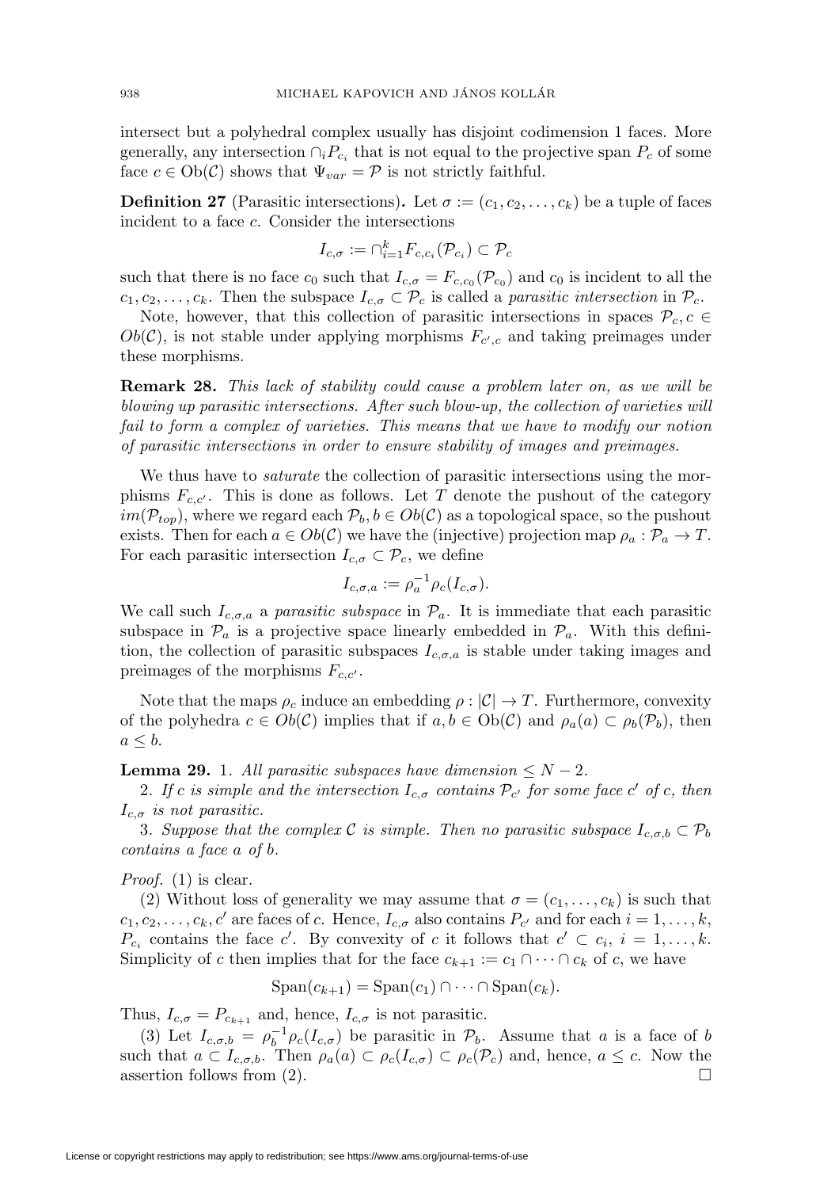intersect but a polyhedral complex usually has disjoint codimension 1 faces. More generally, any intersection $\cap_i P_{c_i}$ that is not equal to the projective span $P_c$ of some face $c \in \mathrm{Ob}(\mathcal{C})$ shows that $\Psi_{var} = \mathcal{P}$ is not strictly faithful.

**Definition 27** (Parasitic intersections)**.** Let $\sigma := (c_1, c_2, \ldots, c_k)$ be a tuple of faces incident to a face $c$. Consider the intersections

$$I_{c,\sigma} := \cap_{i=1}^k F_{c,c_i}(\mathcal{P}_{c_i}) \subset \mathcal{P}_c$$

such that there is no face $c_0$ such that $I_{c,\sigma} = F_{c,c_0}(\mathcal{P}_{c_0})$ and $c_0$ is incident to all the $c_1, c_2, \ldots, c_k$. Then the subspace $I_{c,\sigma} \subset \mathcal{P}_c$ is called a *parasitic intersection* in $\mathcal{P}_c$.

Note, however, that this collection of parasitic intersections in spaces $\mathcal{P}_c, c \in Ob(\mathcal{C})$, is not stable under applying morphisms $F_{c',c}$ and taking preimages under these morphisms.

**Remark 28.** *This lack of stability could cause a problem later on, as we will be blowing up parasitic intersections. After such blow-up, the collection of varieties will fail to form a complex of varieties. This means that we have to modify our notion of parasitic intersections in order to ensure stability of images and preimages.*

We thus have to *saturate* the collection of parasitic intersections using the morphisms $F_{c,c'}$. This is done as follows. Let $T$ denote the pushout of the category $im(\mathcal{P}_{top})$, where we regard each $\mathcal{P}_b, b \in Ob(\mathcal{C})$ as a topological space, so the pushout exists. Then for each $a \in Ob(\mathcal{C})$ we have the (injective) projection map $\rho_a : \mathcal{P}_a \to T$. For each parasitic intersection $I_{c,\sigma} \subset \mathcal{P}_c$, we define

$$I_{c,\sigma,a} := \rho_a^{-1}\rho_c(I_{c,\sigma}).$$

We call such $I_{c,\sigma,a}$ a *parasitic subspace* in $\mathcal{P}_a$. It is immediate that each parasitic subspace in $\mathcal{P}_a$ is a projective space linearly embedded in $\mathcal{P}_a$. With this definition, the collection of parasitic subspaces $I_{c,\sigma,a}$ is stable under taking images and preimages of the morphisms $F_{c,c'}$.

Note that the maps $\rho_c$ induce an embedding $\rho : |\mathcal{C}| \to T$. Furthermore, convexity of the polyhedra $c \in Ob(\mathcal{C})$ implies that if $a, b \in \mathrm{Ob}(\mathcal{C})$ and $\rho_a(a) \subset \rho_b(\mathcal{P}_b)$, then $a \leq b$.

**Lemma 29.** 1. *All parasitic subspaces have dimension* $\leq N - 2$.

2. *If $c$ is simple and the intersection $I_{c,\sigma}$ contains $\mathcal{P}_{c'}$ for some face $c'$ of $c$, then $I_{c,\sigma}$ is not parasitic.*

3. *Suppose that the complex $\mathcal{C}$ is simple. Then no parasitic subspace $I_{c,\sigma,b} \subset \mathcal{P}_b$ contains a face $a$ of $b$.*

*Proof.* (1) is clear.

(2) Without loss of generality we may assume that $\sigma = (c_1, \ldots, c_k)$ is such that $c_1, c_2, \ldots, c_k, c'$ are faces of $c$. Hence, $I_{c,\sigma}$ also contains $P_{c'}$ and for each $i = 1, \ldots, k$, $P_{c_i}$ contains the face $c'$. By convexity of $c$ it follows that $c' \subset c_i$, $i = 1, \ldots, k$. Simplicity of $c$ then implies that for the face $c_{k+1} := c_1 \cap \cdots \cap c_k$ of $c$, we have

$$\mathrm{Span}(c_{k+1}) = \mathrm{Span}(c_1) \cap \cdots \cap \mathrm{Span}(c_k).$$

Thus, $I_{c,\sigma} = P_{c_{k+1}}$ and, hence, $I_{c,\sigma}$ is not parasitic.

(3) Let $I_{c,\sigma,b} = \rho_b^{-1}\rho_c(I_{c,\sigma})$ be parasitic in $\mathcal{P}_b$. Assume that $a$ is a face of $b$ such that $a \subset I_{c,\sigma,b}$. Then $\rho_a(a) \subset \rho_c(I_{c,\sigma}) \subset \rho_c(\mathcal{P}_c)$ and, hence, $a \leq c$. Now the assertion follows from (2). $\square$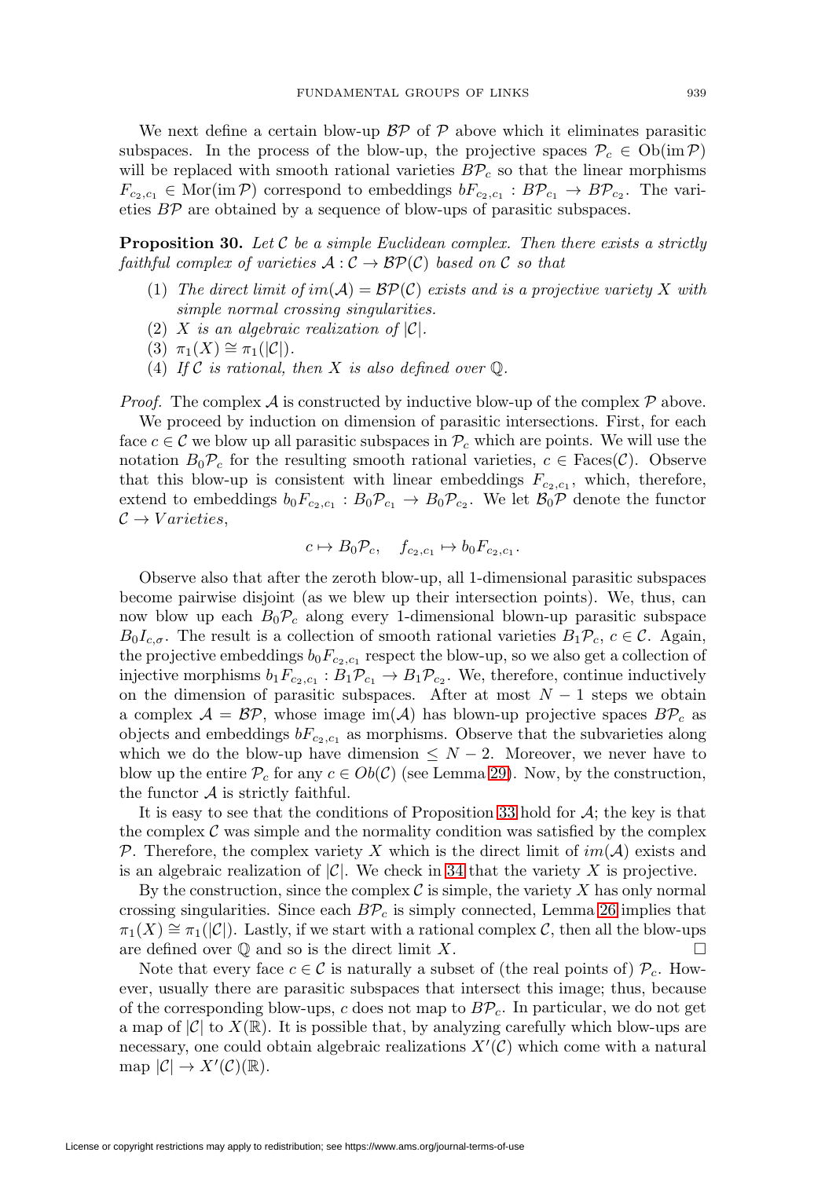We next define a certain blow-up $\mathcal{BP}$ of $\mathcal{P}$ above which it eliminates parasitic subspaces. In the process of the blow-up, the projective spaces $\mathcal{P}_c \in \mathrm{Ob}(\mathrm{im}\,\mathcal{P})$ will be replaced with smooth rational varieties $B\mathcal{P}_c$ so that the linear morphisms $F_{c_2,c_1} \in \mathrm{Mor}(\mathrm{im}\,\mathcal{P})$ correspond to embeddings $bF_{c_2,c_1} : B\mathcal{P}_{c_1} \to B\mathcal{P}_{c_2}$. The varieties $B\mathcal{P}$ are obtained by a sequence of blow-ups of parasitic subspaces.

**Proposition 30.** *Let $\mathcal{C}$ be a simple Euclidean complex. Then there exists a strictly faithful complex of varieties $\mathcal{A} : \mathcal{C} \to \mathcal{BP}(\mathcal{C})$ based on $\mathcal{C}$ so that*

1. *The direct limit of $im(\mathcal{A}) = \mathcal{BP}(\mathcal{C})$ exists and is a projective variety $X$ with simple normal crossing singularities.*
2. *$X$ is an algebraic realization of $|\mathcal{C}|$.*
3. *$\pi_1(X) \cong \pi_1(|\mathcal{C}|)$.*
4. *If $\mathcal{C}$ is rational, then $X$ is also defined over $\mathbb{Q}$.*

*Proof.* The complex $\mathcal{A}$ is constructed by inductive blow-up of the complex $\mathcal{P}$ above.

We proceed by induction on dimension of parasitic intersections. First, for each face $c \in \mathcal{C}$ we blow up all parasitic subspaces in $\mathcal{P}_c$ which are points. We will use the notation $B_0\mathcal{P}_c$ for the resulting smooth rational varieties, $c \in \mathrm{Faces}(\mathcal{C})$. Observe that this blow-up is consistent with linear embeddings $F_{c_2,c_1}$, which, therefore, extend to embeddings $b_0F_{c_2,c_1} : B_0\mathcal{P}_{c_1} \to B_0\mathcal{P}_{c_2}$. We let $\mathcal{B}_0\mathcal{P}$ denote the functor $\mathcal{C} \to Varieties$,

$$c \mapsto B_0\mathcal{P}_c, \quad f_{c_2,c_1} \mapsto b_0F_{c_2,c_1}.$$

Observe also that after the zeroth blow-up, all 1-dimensional parasitic subspaces become pairwise disjoint (as we blew up their intersection points). We, thus, can now blow up each $B_0\mathcal{P}_c$ along every 1-dimensional blown-up parasitic subspace $B_0I_{c,\sigma}$. The result is a collection of smooth rational varieties $B_1\mathcal{P}_c$, $c \in \mathcal{C}$. Again, the projective embeddings $b_0F_{c_2,c_1}$ respect the blow-up, so we also get a collection of injective morphisms $b_1F_{c_2,c_1} : B_1\mathcal{P}_{c_1} \to B_1\mathcal{P}_{c_2}$. We, therefore, continue inductively on the dimension of parasitic subspaces. After at most $N-1$ steps we obtain a complex $\mathcal{A} = \mathcal{BP}$, whose image $\mathrm{im}(\mathcal{A})$ has blown-up projective spaces $B\mathcal{P}_c$ as objects and embeddings $bF_{c_2,c_1}$ as morphisms. Observe that the subvarieties along which we do the blow-up have dimension $\leq N-2$. Moreover, we never have to blow up the entire $\mathcal{P}_c$ for any $c \in Ob(\mathcal{C})$ (see Lemma 29). Now, by the construction, the functor $\mathcal{A}$ is strictly faithful.

It is easy to see that the conditions of Proposition 33 hold for $\mathcal{A}$; the key is that the complex $\mathcal{C}$ was simple and the normality condition was satisfied by the complex $\mathcal{P}$. Therefore, the complex variety $X$ which is the direct limit of $im(\mathcal{A})$ exists and is an algebraic realization of $|\mathcal{C}|$. We check in 34 that the variety $X$ is projective.

By the construction, since the complex $\mathcal{C}$ is simple, the variety $X$ has only normal crossing singularities. Since each $B\mathcal{P}_c$ is simply connected, Lemma 26 implies that $\pi_1(X) \cong \pi_1(|\mathcal{C}|)$. Lastly, if we start with a rational complex $\mathcal{C}$, then all the blow-ups are defined over $\mathbb{Q}$ and so is the direct limit $X$. $\square$

Note that every face $c \in \mathcal{C}$ is naturally a subset of (the real points of) $\mathcal{P}_c$. However, usually there are parasitic subspaces that intersect this image; thus, because of the corresponding blow-ups, $c$ does not map to $B\mathcal{P}_c$. In particular, we do not get a map of $|\mathcal{C}|$ to $X(\mathbb{R})$. It is possible that, by analyzing carefully which blow-ups are necessary, one could obtain algebraic realizations $X'(\mathcal{C})$ which come with a natural map $|\mathcal{C}| \to X'(\mathcal{C})(\mathbb{R})$.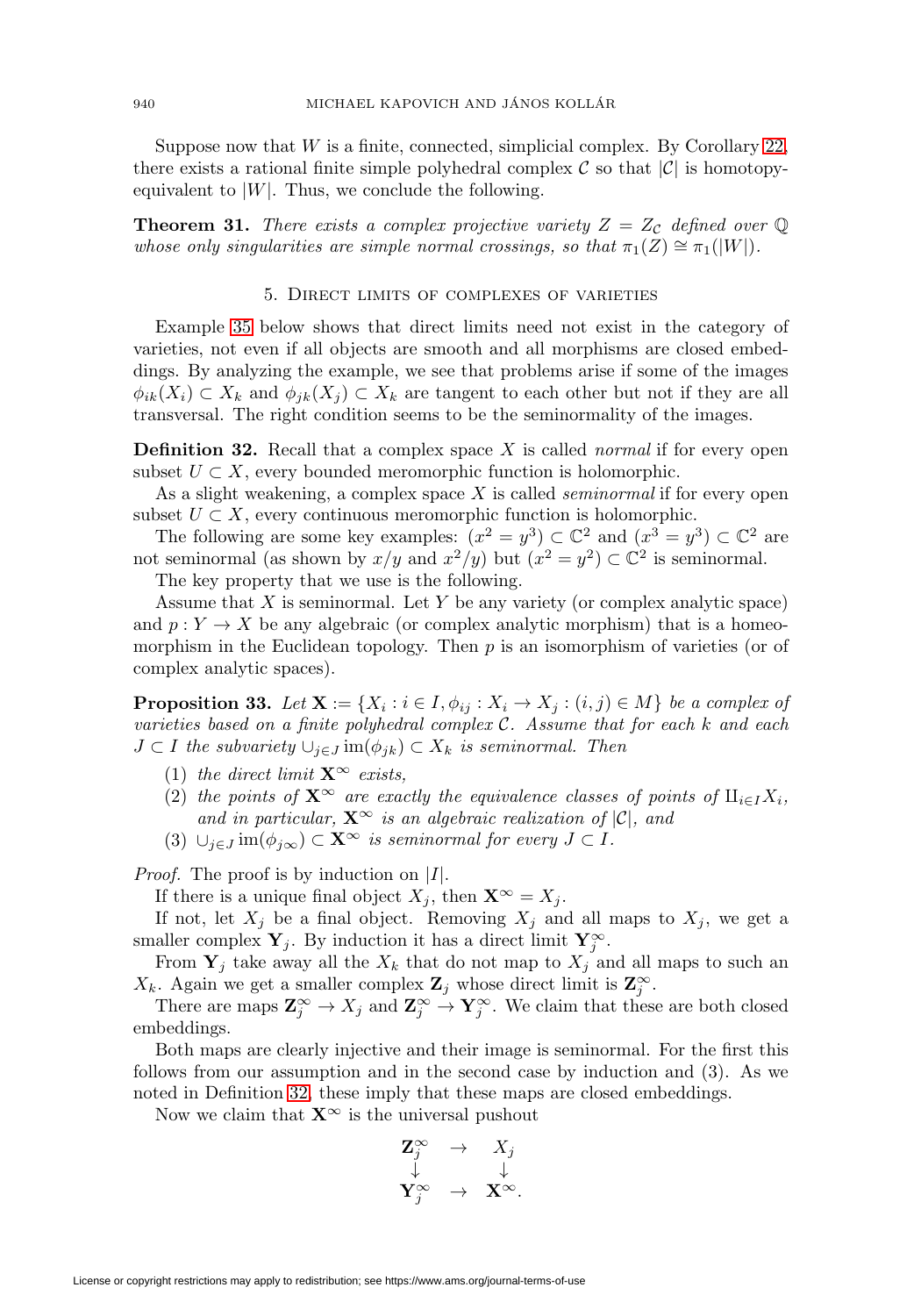Suppose now that $W$ is a finite, connected, simplicial complex. By Corollary 22, there exists a rational finite simple polyhedral complex $\mathcal{C}$ so that $|\mathcal{C}|$ is homotopy-equivalent to $|W|$. Thus, we conclude the following.

**Theorem 31.** *There exists a complex projective variety $Z = Z_{\mathcal{C}}$ defined over $\mathbb{Q}$ whose only singularities are simple normal crossings, so that $\pi_1(Z) \cong \pi_1(|W|)$.*

## 5. Direct limits of complexes of varieties

Example 35 below shows that direct limits need not exist in the category of varieties, not even if all objects are smooth and all morphisms are closed embeddings. By analyzing the example, we see that problems arise if some of the images $\phi_{ik}(X_i) \subset X_k$ and $\phi_{jk}(X_j) \subset X_k$ are tangent to each other but not if they are all transversal. The right condition seems to be the seminormality of the images.

**Definition 32.** Recall that a complex space $X$ is called *normal* if for every open subset $U \subset X$, every bounded meromorphic function is holomorphic.

As a slight weakening, a complex space $X$ is called *seminormal* if for every open subset $U \subset X$, every continuous meromorphic function is holomorphic.

The following are some key examples: $(x^2 = y^3) \subset \mathbb{C}^2$ and $(x^3 = y^3) \subset \mathbb{C}^2$ are not seminormal (as shown by $x/y$ and $x^2/y$) but $(x^2 = y^2) \subset \mathbb{C}^2$ is seminormal.

The key property that we use is the following.

Assume that $X$ is seminormal. Let $Y$ be any variety (or complex analytic space) and $p : Y \to X$ be any algebraic (or complex analytic morphism) that is a homeomorphism in the Euclidean topology. Then $p$ is an isomorphism of varieties (or of complex analytic spaces).

**Proposition 33.** *Let $\mathbf{X} := \{X_i : i \in I, \phi_{ij} : X_i \to X_j : (i,j) \in M\}$ be a complex of varieties based on a finite polyhedral complex $\mathcal{C}$. Assume that for each $k$ and each $J \subset I$ the subvariety $\cup_{j\in J} \operatorname{im}(\phi_{jk}) \subset X_k$ is seminormal. Then*

1. *the direct limit $\mathbf{X}^\infty$ exists,*
2. *the points of $\mathbf{X}^\infty$ are exactly the equivalence classes of points of $\amalg_{i\in I} X_i$, and in particular, $\mathbf{X}^\infty$ is an algebraic realization of $|\mathcal{C}|$, and*
3. *$\cup_{j\in J} \operatorname{im}(\phi_{j\infty}) \subset \mathbf{X}^\infty$ is seminormal for every $J \subset I$.*

*Proof.* The proof is by induction on $|I|$.

If there is a unique final object $X_j$, then $\mathbf{X}^\infty = X_j$.

If not, let $X_j$ be a final object. Removing $X_j$ and all maps to $X_j$, we get a smaller complex $\mathbf{Y}_j$. By induction it has a direct limit $\mathbf{Y}_j^\infty$.

From $\mathbf{Y}_j$ take away all the $X_k$ that do not map to $X_j$ and all maps to such an $X_k$. Again we get a smaller complex $\mathbf{Z}_j$ whose direct limit is $\mathbf{Z}_j^\infty$.

There are maps $\mathbf{Z}_j^\infty \to X_j$ and $\mathbf{Z}_j^\infty \to \mathbf{Y}_j^\infty$. We claim that these are both closed embeddings.

Both maps are clearly injective and their image is seminormal. For the first this follows from our assumption and in the second case by induction and (3). As we noted in Definition 32, these imply that these maps are closed embeddings.

Now we claim that $\mathbf{X}^\infty$ is the universal pushout

$$
\begin{array}{ccc}
\mathbf{Z}_j^\infty & \to & X_j \\
\downarrow & & \downarrow \\
\mathbf{Y}_j^\infty & \to & \mathbf{X}^\infty.
\end{array}
$$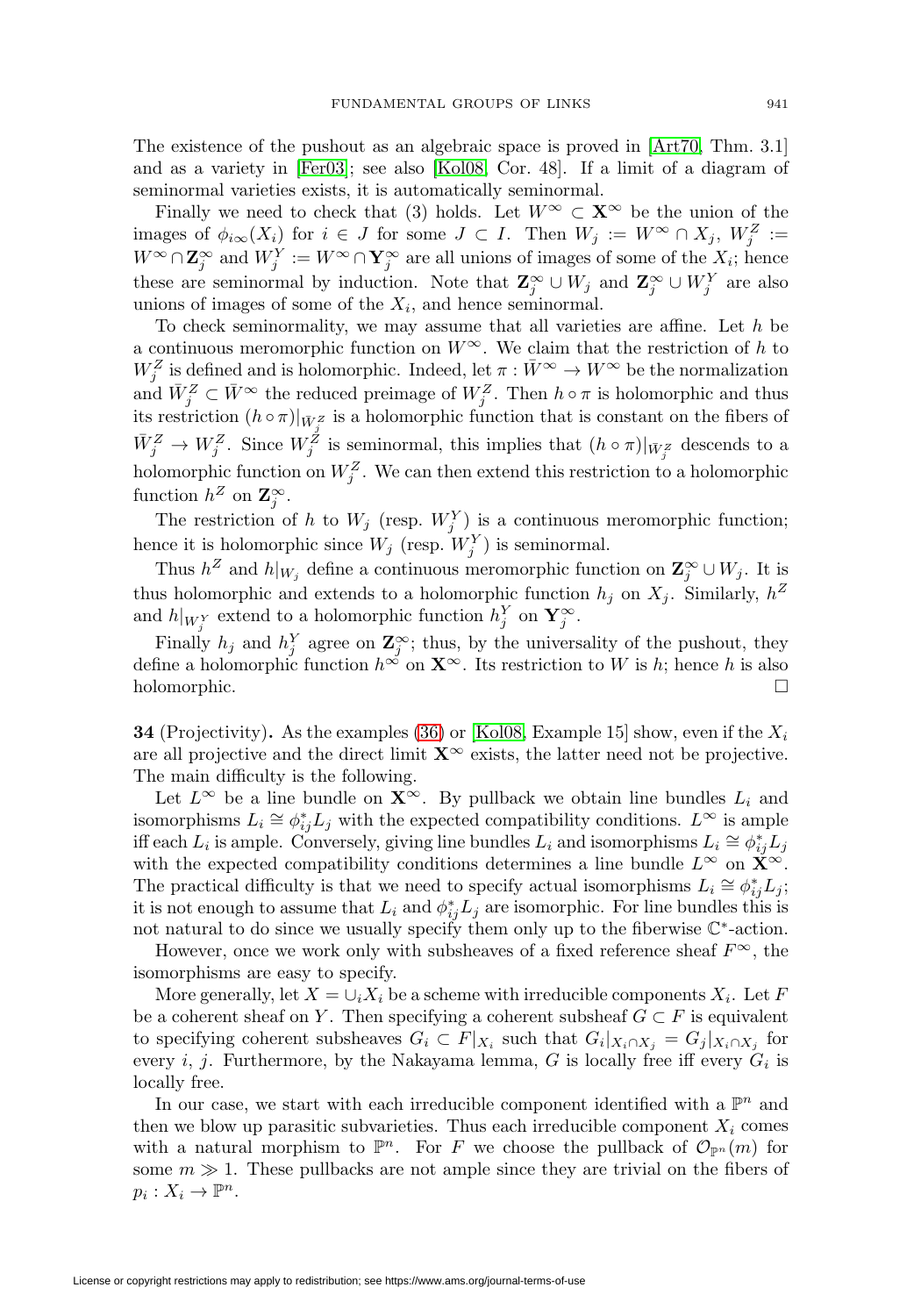The existence of the pushout as an algebraic space is proved in [Art70, Thm. 3.1] and as a variety in [Fer03]; see also [Kol08, Cor. 48]. If a limit of a diagram of seminormal varieties exists, it is automatically seminormal.

Finally we need to check that (3) holds. Let $W^\infty \subset \mathbf{X}^\infty$ be the union of the images of $\phi_{i\infty}(X_i)$ for $i \in J$ for some $J \subset I$. Then $W_j := W^\infty \cap X_j$, $W_j^Z := W^\infty \cap \mathbf{Z}_j^\infty$ and $W_j^Y := W^\infty \cap \mathbf{Y}_j^\infty$ are all unions of images of some of the $X_i$; hence these are seminormal by induction. Note that $\mathbf{Z}_j^\infty \cup W_j$ and $\mathbf{Z}_j^\infty \cup W_j^Y$ are also unions of images of some of the $X_i$, and hence seminormal.

To check seminormality, we may assume that all varieties are affine. Let $h$ be a continuous meromorphic function on $W^\infty$. We claim that the restriction of $h$ to $W_j^Z$ is defined and is holomorphic. Indeed, let $\pi : \bar{W}^\infty \to W^\infty$ be the normalization and $\bar{W}_j^Z \subset \bar{W}^\infty$ the reduced preimage of $W_j^Z$. Then $h \circ \pi$ is holomorphic and thus its restriction $(h \circ \pi)|_{\bar{W}_j^Z}$ is a holomorphic function that is constant on the fibers of $\bar{W}_j^Z \to W_j^Z$. Since $W_j^Z$ is seminormal, this implies that $(h \circ \pi)|_{\bar{W}_j^Z}$ descends to a holomorphic function on $W_j^Z$. We can then extend this restriction to a holomorphic function $h^Z$ on $\mathbf{Z}_j^\infty$.

The restriction of $h$ to $W_j$ (resp. $W_j^Y$) is a continuous meromorphic function; hence it is holomorphic since $W_j$ (resp. $W_j^Y$) is seminormal.

Thus $h^Z$ and $h|_{W_j}$ define a continuous meromorphic function on $\mathbf{Z}_j^\infty \cup W_j$. It is thus holomorphic and extends to a holomorphic function $h_j$ on $X_j$. Similarly, $h^Z$ and $h|_{W_j^Y}$ extend to a holomorphic function $h_j^Y$ on $\mathbf{Y}_j^\infty$.

Finally $h_j$ and $h_j^Y$ agree on $\mathbf{Z}_j^\infty$; thus, by the universality of the pushout, they define a holomorphic function $h^\infty$ on $\mathbf{X}^\infty$. Its restriction to $W$ is $h$; hence $h$ is also holomorphic. □

**34** (Projectivity)**.** As the examples (36) or [Kol08, Example 15] show, even if the $X_i$ are all projective and the direct limit $\mathbf{X}^\infty$ exists, the latter need not be projective. The main difficulty is the following.

Let $L^\infty$ be a line bundle on $\mathbf{X}^\infty$. By pullback we obtain line bundles $L_i$ and isomorphisms $L_i \cong \phi_{ij}^* L_j$ with the expected compatibility conditions. $L^\infty$ is ample iff each $L_i$ is ample. Conversely, giving line bundles $L_i$ and isomorphisms $L_i \cong \phi_{ij}^* L_j$ with the expected compatibility conditions determines a line bundle $L^\infty$ on $\mathbf{X}^\infty$. The practical difficulty is that we need to specify actual isomorphisms $L_i \cong \phi_{ij}^* L_j$; it is not enough to assume that $L_i$ and $\phi_{ij}^* L_j$ are isomorphic. For line bundles this is not natural to do since we usually specify them only up to the fiberwise $\mathbb{C}^*$-action.

However, once we work only with subsheaves of a fixed reference sheaf $F^\infty$, the isomorphisms are easy to specify.

More generally, let $X = \cup_i X_i$ be a scheme with irreducible components $X_i$. Let $F$ be a coherent sheaf on $Y$. Then specifying a coherent subsheaf $G \subset F$ is equivalent to specifying coherent subsheaves $G_i \subset F|_{X_i}$ such that $G_i|_{X_i \cap X_j} = G_j|_{X_i \cap X_j}$ for every $i$, $j$. Furthermore, by the Nakayama lemma, $G$ is locally free iff every $G_i$ is locally free.

In our case, we start with each irreducible component identified with a $\mathbb{P}^n$ and then we blow up parasitic subvarieties. Thus each irreducible component $X_i$ comes with a natural morphism to $\mathbb{P}^n$. For $F$ we choose the pullback of $\mathcal{O}_{\mathbb{P}^n}(m)$ for some $m \gg 1$. These pullbacks are not ample since they are trivial on the fibers of $p_i : X_i \to \mathbb{P}^n$.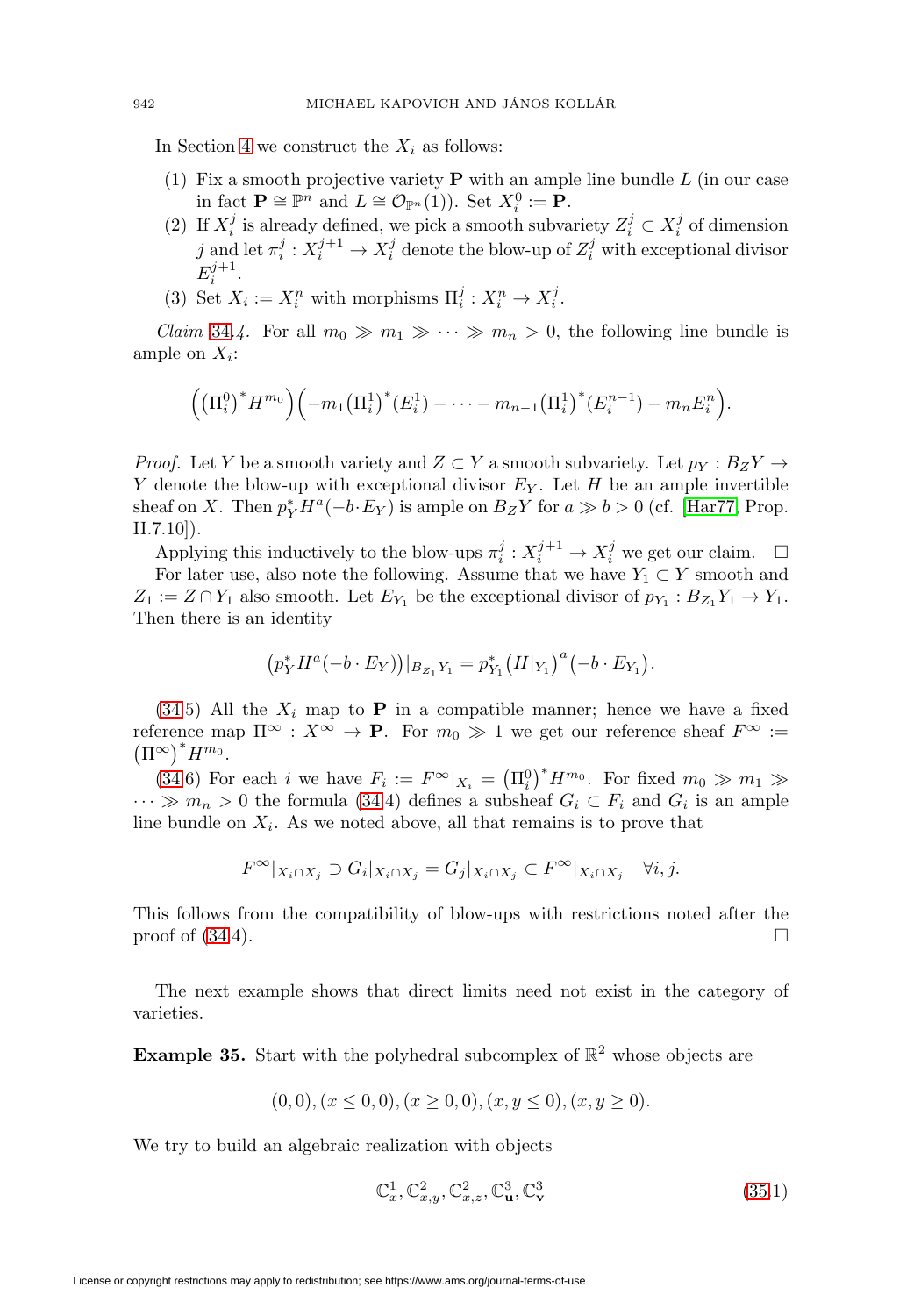In Section 4 we construct the $X_i$ as follows:

1. Fix a smooth projective variety $\mathbf{P}$ with an ample line bundle $L$ (in our case in fact $\mathbf{P} \cong \mathbb{P}^n$ and $L \cong \mathcal{O}_{\mathbb{P}^n}(1)$). Set $X_i^0 := \mathbf{P}$.
2. If $X_i^j$ is already defined, we pick a smooth subvariety $Z_i^j \subset X_i^j$ of dimension $j$ and let $\pi_i^j : X_i^{j+1} \to X_i^j$ denote the blow-up of $Z_i^j$ with exceptional divisor $E_i^{j+1}$.
3. Set $X_i := X_i^n$ with morphisms $\Pi_i^j : X_i^n \to X_i^j$.

*Claim* 34.4. For all $m_0 \gg m_1 \gg \cdots \gg m_n > 0$, the following line bundle is ample on $X_i$:

$$\Big(\big(\Pi_i^0\big)^* H^{m_0}\Big)\Big(-m_1\big(\Pi_i^1\big)^*(E_i^1) - \cdots - m_{n-1}\big(\Pi_i^1\big)^*(E_i^{n-1}) - m_n E_i^n\Big).$$

*Proof.* Let $Y$ be a smooth variety and $Z \subset Y$ a smooth subvariety. Let $p_Y : B_Z Y \to Y$ denote the blow-up with exceptional divisor $E_Y$. Let $H$ be an ample invertible sheaf on $X$. Then $p_Y^* H^a(-b \cdot E_Y)$ is ample on $B_Z Y$ for $a \gg b > 0$ (cf. [Har77, Prop. II.7.10]).

Applying this inductively to the blow-ups $\pi_i^j : X_i^{j+1} \to X_i^j$ we get our claim. $\square$

For later use, also note the following. Assume that we have $Y_1 \subset Y$ smooth and $Z_1 := Z \cap Y_1$ also smooth. Let $E_{Y_1}$ be the exceptional divisor of $p_{Y_1} : B_{Z_1} Y_1 \to Y_1$. Then there is an identity

$$\big(p_Y^* H^a(-b \cdot E_Y)\big)|_{B_{Z_1} Y_1} = p_{Y_1}^* \big(H|_{Y_1}\big)^a\big(-b \cdot E_{Y_1}\big).$$

(34.5) All the $X_i$ map to $\mathbf{P}$ in a compatible manner; hence we have a fixed reference map $\Pi^\infty : X^\infty \to \mathbf{P}$. For $m_0 \gg 1$ we get our reference sheaf $F^\infty := \big(\Pi^\infty\big)^* H^{m_0}$.

(34.6) For each $i$ we have $F_i := F^\infty|_{X_i} = \big(\Pi_i^0\big)^* H^{m_0}$. For fixed $m_0 \gg m_1 \gg \cdots \gg m_n > 0$ the formula (34.4) defines a subsheaf $G_i \subset F_i$ and $G_i$ is an ample line bundle on $X_i$. As we noted above, all that remains is to prove that

$$F^\infty|_{X_i \cap X_j} \supset G_i|_{X_i \cap X_j} = G_j|_{X_i \cap X_j} \subset F^\infty|_{X_i \cap X_j} \quad \forall i, j.$$

This follows from the compatibility of blow-ups with restrictions noted after the proof of (34.4). $\square$

The next example shows that direct limits need not exist in the category of varieties.

**Example 35.** Start with the polyhedral subcomplex of $\mathbb{R}^2$ whose objects are

$$(0,0), (x \le 0, 0), (x \ge 0, 0), (x, y \le 0), (x, y \ge 0).$$

We try to build an algebraic realization with objects

$$\mathbb{C}^1_x, \mathbb{C}^2_{x,y}, \mathbb{C}^2_{x,z}, \mathbb{C}^3_{\mathbf{u}}, \mathbb{C}^3_{\mathbf{v}} \tag{35.1}$$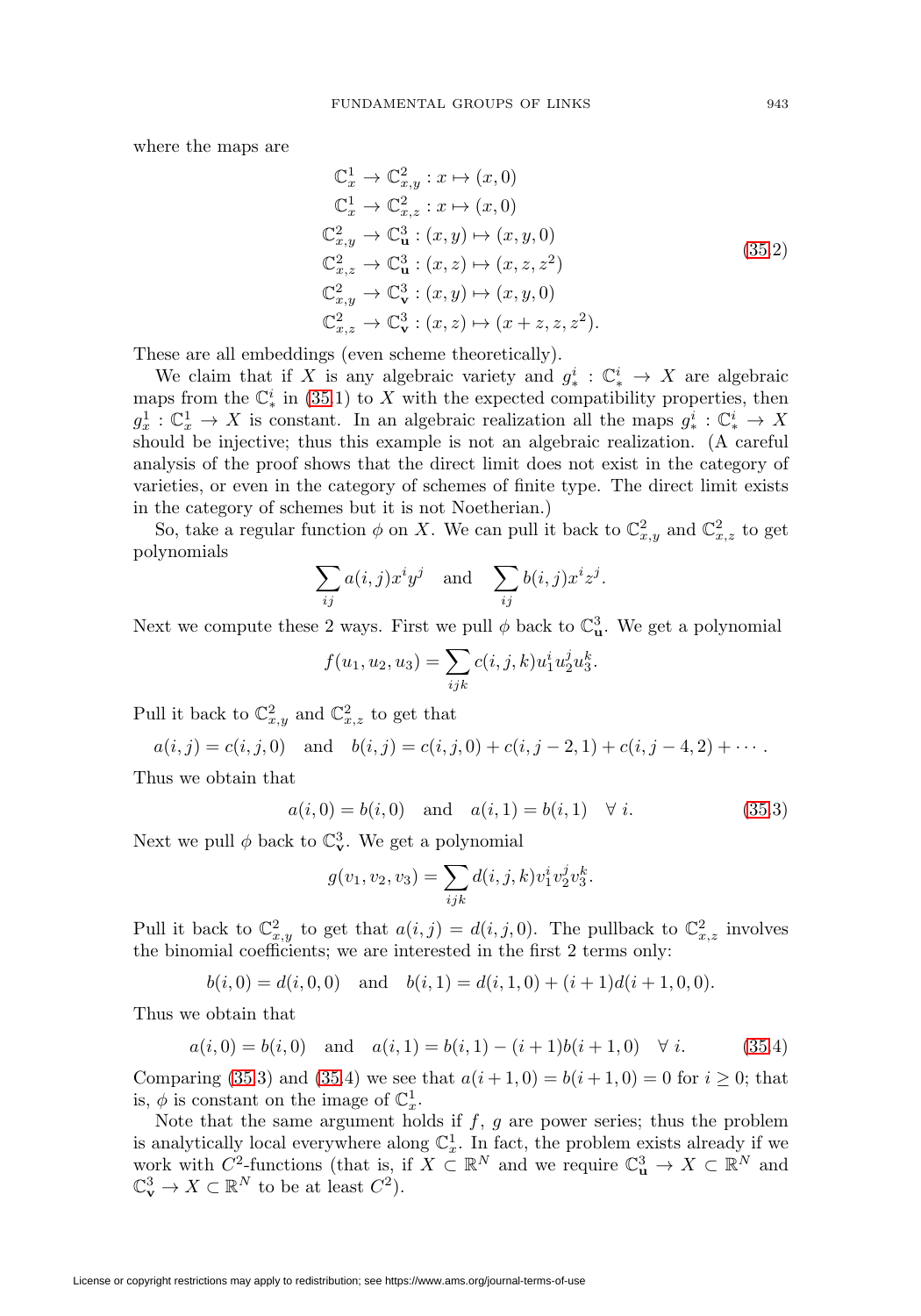where the maps are

$$
\begin{aligned}
\mathbb{C}^1_x &\to \mathbb{C}^2_{x,y} : x \mapsto (x, 0) \\
\mathbb{C}^1_x &\to \mathbb{C}^2_{x,z} : x \mapsto (x, 0) \\
\mathbb{C}^2_{x,y} &\to \mathbb{C}^3_{\mathbf{u}} : (x, y) \mapsto (x, y, 0) \\
\mathbb{C}^2_{x,z} &\to \mathbb{C}^3_{\mathbf{u}} : (x, z) \mapsto (x, z, z^2) \\
\mathbb{C}^2_{x,y} &\to \mathbb{C}^3_{\mathbf{v}} : (x, y) \mapsto (x, y, 0) \\
\mathbb{C}^2_{x,z} &\to \mathbb{C}^3_{\mathbf{v}} : (x, z) \mapsto (x + z, z, z^2).
\end{aligned}
\tag{35.2}
$$

These are all embeddings (even scheme theoretically).

We claim that if $X$ is any algebraic variety and $g^i_* : \mathbb{C}^i_* \to X$ are algebraic maps from the $\mathbb{C}^i_*$ in (35.1) to $X$ with the expected compatibility properties, then $g^1_x : \mathbb{C}^1_x \to X$ is constant. In an algebraic realization all the maps $g^i_* : \mathbb{C}^i_* \to X$ should be injective; thus this example is not an algebraic realization. (A careful analysis of the proof shows that the direct limit does not exist in the category of varieties, or even in the category of schemes of finite type. The direct limit exists in the category of schemes but it is not Noetherian.)

So, take a regular function $\phi$ on $X$. We can pull it back to $\mathbb{C}^2_{x,y}$ and $\mathbb{C}^2_{x,z}$ to get polynomials

$$
\sum_{ij} a(i,j) x^i y^j \quad \text{and} \quad \sum_{ij} b(i,j) x^i z^j.
$$

Next we compute these 2 ways. First we pull $\phi$ back to $\mathbb{C}^3_{\mathbf{u}}$. We get a polynomial

$$
f(u_1, u_2, u_3) = \sum_{ijk} c(i,j,k) u_1^i u_2^j u_3^k.
$$

Pull it back to $\mathbb{C}^2_{x,y}$ and $\mathbb{C}^2_{x,z}$ to get that

$$
a(i,j) = c(i,j,0) \quad \text{and} \quad b(i,j) = c(i,j,0) + c(i,j-2,1) + c(i,j-4,2) + \cdots.
$$

Thus we obtain that

$$
a(i,0) = b(i,0) \quad \text{and} \quad a(i,1) = b(i,1) \quad \forall\ i. \tag{35.3}
$$

Next we pull $\phi$ back to $\mathbb{C}^3_{\mathbf{v}}$. We get a polynomial

$$
g(v_1, v_2, v_3) = \sum_{ijk} d(i,j,k) v_1^i v_2^j v_3^k.
$$

Pull it back to $\mathbb{C}^2_{x,y}$ to get that $a(i,j) = d(i,j,0)$. The pullback to $\mathbb{C}^2_{x,z}$ involves the binomial coefficients; we are interested in the first 2 terms only:

$$
b(i,0) = d(i,0,0) \quad \text{and} \quad b(i,1) = d(i,1,0) + (i+1) d(i+1,0,0).
$$

Thus we obtain that

$$
a(i,0) = b(i,0) \quad \text{and} \quad a(i,1) = b(i,1) - (i+1) b(i+1,0) \quad \forall\ i. \tag{35.4}
$$

Comparing (35.3) and (35.4) we see that $a(i+1,0) = b(i+1,0) = 0$ for $i \geq 0$; that is, $\phi$ is constant on the image of $\mathbb{C}^1_x$.

Note that the same argument holds if $f$, $g$ are power series; thus the problem is analytically local everywhere along $\mathbb{C}^1_x$. In fact, the problem exists already if we work with $C^2$-functions (that is, if $X \subset \mathbb{R}^N$ and we require $\mathbb{C}^3_{\mathbf{u}} \to X \subset \mathbb{R}^N$ and $\mathbb{C}^3_{\mathbf{v}} \to X \subset \mathbb{R}^N$ to be at least $C^2$).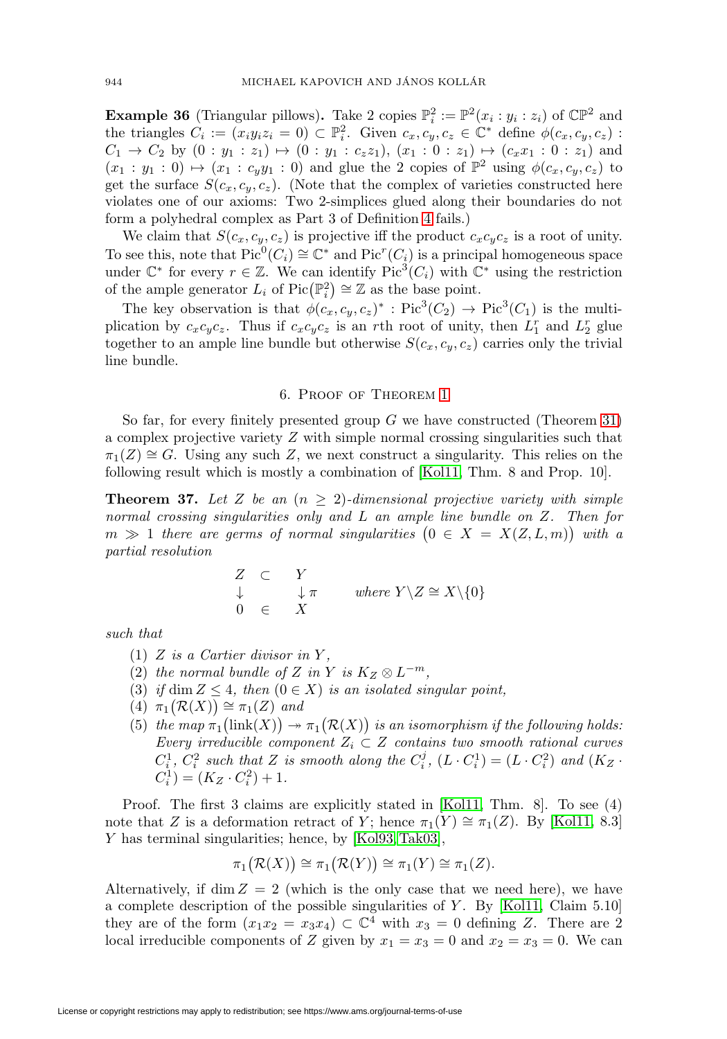**Example 36** (Triangular pillows)**.** Take 2 copies $\mathbb{P}^2_i := \mathbb{P}^2(x_i : y_i : z_i)$ of $\mathbb{CP}^2$ and the triangles $C_i := (x_i y_i z_i = 0) \subset \mathbb{P}^2_i$. Given $c_x, c_y, c_z \in \mathbb{C}^*$ define $\phi(c_x, c_y, c_z) : C_1 \to C_2$ by $(0 : y_1 : z_1) \mapsto (0 : y_1 : c_z z_1)$, $(x_1 : 0 : z_1) \mapsto (c_x x_1 : 0 : z_1)$ and $(x_1 : y_1 : 0) \mapsto (x_1 : c_y y_1 : 0)$ and glue the 2 copies of $\mathbb{P}^2$ using $\phi(c_x, c_y, c_z)$ to get the surface $S(c_x, c_y, c_z)$. (Note that the complex of varieties constructed here violates one of our axioms: Two 2-simplices glued along their boundaries do not form a polyhedral complex as Part 3 of Definition 4 fails.)

We claim that $S(c_x, c_y, c_z)$ is projective iff the product $c_x c_y c_z$ is a root of unity. To see this, note that $\operatorname{Pic}^0(C_i) \cong \mathbb{C}^*$ and $\operatorname{Pic}^r(C_i)$ is a principal homogeneous space under $\mathbb{C}^*$ for every $r \in \mathbb{Z}$. We can identify $\operatorname{Pic}^3(C_i)$ with $\mathbb{C}^*$ using the restriction of the ample generator $L_i$ of $\operatorname{Pic}(\mathbb{P}^2_i) \cong \mathbb{Z}$ as the base point.

The key observation is that $\phi(c_x, c_y, c_z)^* : \operatorname{Pic}^3(C_2) \to \operatorname{Pic}^3(C_1)$ is the multiplication by $c_x c_y c_z$. Thus if $c_x c_y c_z$ is an $r$th root of unity, then $L_1^r$ and $L_2^r$ glue together to an ample line bundle but otherwise $S(c_x, c_y, c_z)$ carries only the trivial line bundle.

## 6. Proof of Theorem 1

So far, for every finitely presented group $G$ we have constructed (Theorem 31) a complex projective variety $Z$ with simple normal crossing singularities such that $\pi_1(Z) \cong G$. Using any such $Z$, we next construct a singularity. This relies on the following result which is mostly a combination of [Kol11, Thm. 8 and Prop. 10].

**Theorem 37.** *Let $Z$ be an $(n \geq 2)$-dimensional projective variety with simple normal crossing singularities only and $L$ an ample line bundle on $Z$. Then for $m \gg 1$ there are germs of normal singularities $(0 \in X = X(Z, L, m))$ with a partial resolution*

$$\begin{array}{ccc} Z & \subset & Y \\ \downarrow & & \downarrow \pi \\ 0 & \in & X \end{array} \qquad \text{where } Y \setminus Z \cong X \setminus \{0\}$$

*such that*

1. *$Z$ is a Cartier divisor in $Y$,*
2. *the normal bundle of $Z$ in $Y$ is $K_Z \otimes L^{-m}$,*
3. *if $\dim Z \leq 4$, then $(0 \in X)$ is an isolated singular point,*
4. *$\pi_1(\mathcal{R}(X)) \cong \pi_1(Z)$ and*
5. *the map $\pi_1(\operatorname{link}(X)) \twoheadrightarrow \pi_1(\mathcal{R}(X))$ is an isomorphism if the following holds: Every irreducible component $Z_i \subset Z$ contains two smooth rational curves $C_i^1$, $C_i^2$ such that $Z$ is smooth along the $C_i^j$, $(L \cdot C_i^1) = (L \cdot C_i^2)$ and $(K_Z \cdot C_i^1) = (K_Z \cdot C_i^2) + 1$.*

*Proof.* The first 3 claims are explicitly stated in [Kol11, Thm. 8]. To see (4) note that $Z$ is a deformation retract of $Y$; hence $\pi_1(Y) \cong \pi_1(Z)$. By [Kol11, 8.3] $Y$ has terminal singularities; hence, by [Kol93, Tak03],

$$\pi_1(\mathcal{R}(X)) \cong \pi_1(\mathcal{R}(Y)) \cong \pi_1(Y) \cong \pi_1(Z).$$

Alternatively, if $\dim Z = 2$ (which is the only case that we need here), we have a complete description of the possible singularities of $Y$. By [Kol11, Claim 5.10] they are of the form $(x_1 x_2 = x_3 x_4) \subset \mathbb{C}^4$ with $x_3 = 0$ defining $Z$. There are 2 local irreducible components of $Z$ given by $x_1 = x_3 = 0$ and $x_2 = x_3 = 0$. We can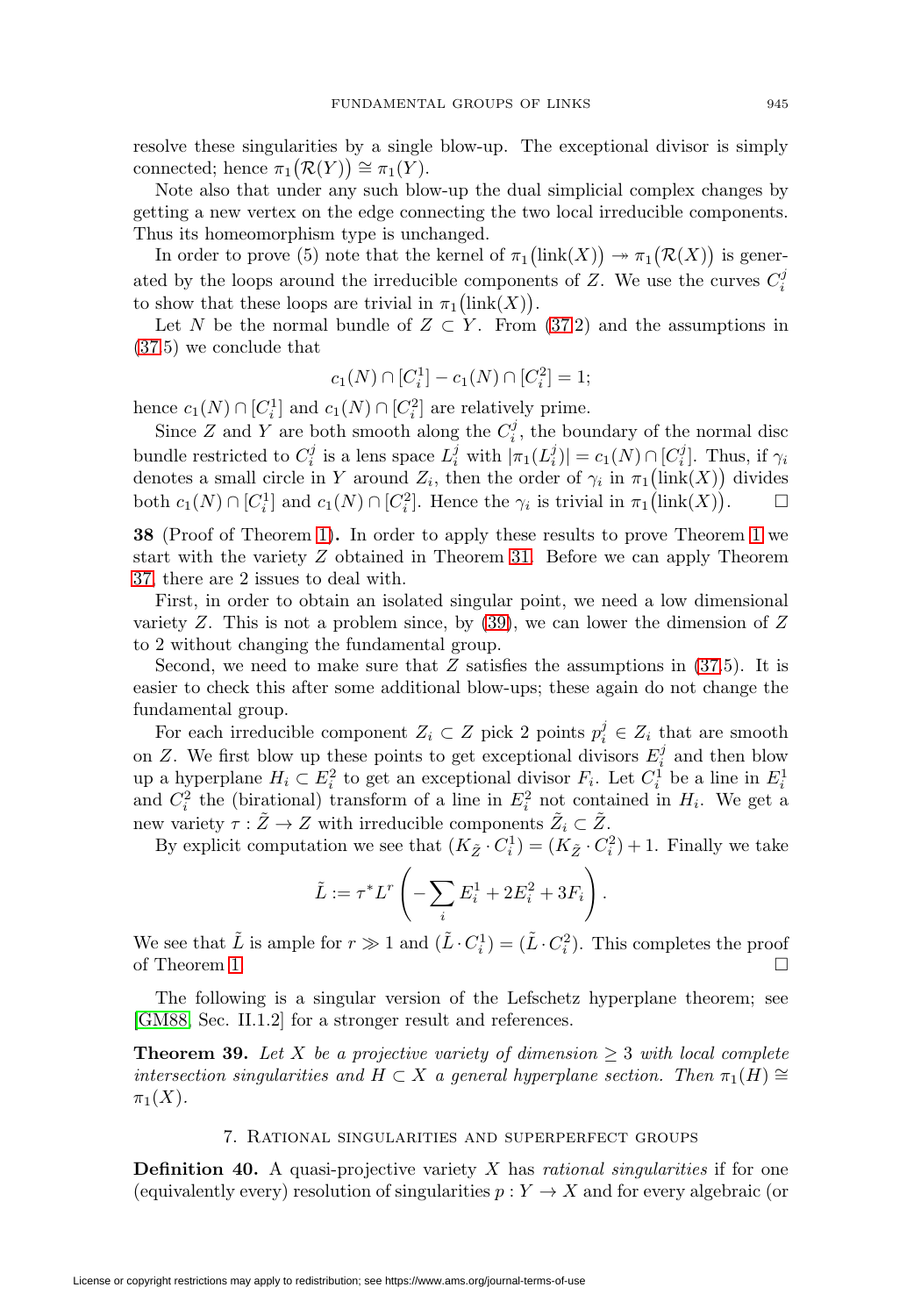resolve these singularities by a single blow-up. The exceptional divisor is simply connected; hence $\pi_1(\mathcal{R}(Y)) \cong \pi_1(Y)$.

Note also that under any such blow-up the dual simplicial complex changes by getting a new vertex on the edge connecting the two local irreducible components. Thus its homeomorphism type is unchanged.

In order to prove (5) note that the kernel of $\pi_1(\operatorname{link}(X)) \twoheadrightarrow \pi_1(\mathcal{R}(X))$ is generated by the loops around the irreducible components of $Z$. We use the curves $C_i^j$ to show that these loops are trivial in $\pi_1(\operatorname{link}(X))$.

Let $N$ be the normal bundle of $Z \subset Y$. From (37.2) and the assumptions in (37.5) we conclude that

$$c_1(N) \cap [C_i^1] - c_1(N) \cap [C_i^2] = 1;$$

hence $c_1(N) \cap [C_i^1]$ and $c_1(N) \cap [C_i^2]$ are relatively prime.

Since $Z$ and $Y$ are both smooth along the $C_i^j$, the boundary of the normal disc bundle restricted to $C_i^j$ is a lens space $L_i^j$ with $|\pi_1(L_i^j)| = c_1(N) \cap [C_i^j]$. Thus, if $\gamma_i$ denotes a small circle in $Y$ around $Z_i$, then the order of $\gamma_i$ in $\pi_1(\operatorname{link}(X))$ divides both $c_1(N) \cap [C_i^1]$ and $c_1(N) \cap [C_i^2]$. Hence the $\gamma_i$ is trivial in $\pi_1(\operatorname{link}(X))$. □

**38** (Proof of Theorem 1)**.** In order to apply these results to prove Theorem 1 we start with the variety $Z$ obtained in Theorem 31. Before we can apply Theorem 37, there are 2 issues to deal with.

First, in order to obtain an isolated singular point, we need a low dimensional variety $Z$. This is not a problem since, by (39), we can lower the dimension of $Z$ to 2 without changing the fundamental group.

Second, we need to make sure that $Z$ satisfies the assumptions in (37.5). It is easier to check this after some additional blow-ups; these again do not change the fundamental group.

For each irreducible component $Z_i \subset Z$ pick 2 points $p_i^j \in Z_i$ that are smooth on $Z$. We first blow up these points to get exceptional divisors $E_i^j$ and then blow up a hyperplane $H_i \subset E_i^2$ to get an exceptional divisor $F_i$. Let $C_i^1$ be a line in $E_i^1$ and $C_i^2$ the (birational) transform of a line in $E_i^2$ not contained in $H_i$. We get a new variety $\tau : \tilde{Z} \to Z$ with irreducible components $\tilde{Z}_i \subset \tilde{Z}$.

By explicit computation we see that $(K_{\tilde{Z}} \cdot C_i^1) = (K_{\tilde{Z}} \cdot C_i^2) + 1$. Finally we take

$$\tilde{L} := \tau^* L^r \left( -\sum_i E_i^1 + 2E_i^2 + 3F_i \right).$$

We see that $\tilde{L}$ is ample for $r \gg 1$ and $(\tilde{L} \cdot C_i^1) = (\tilde{L} \cdot C_i^2)$. This completes the proof of Theorem 1. □

The following is a singular version of the Lefschetz hyperplane theorem; see [GM88, Sec. II.1.2] for a stronger result and references.

**Theorem 39.** *Let $X$ be a projective variety of dimension $\geq 3$ with local complete intersection singularities and $H \subset X$ a general hyperplane section. Then $\pi_1(H) \cong \pi_1(X)$.*

## 7. Rational singularities and superperfect groups

**Definition 40.** A quasi-projective variety $X$ has *rational singularities* if for one (equivalently every) resolution of singularities $p : Y \to X$ and for every algebraic (or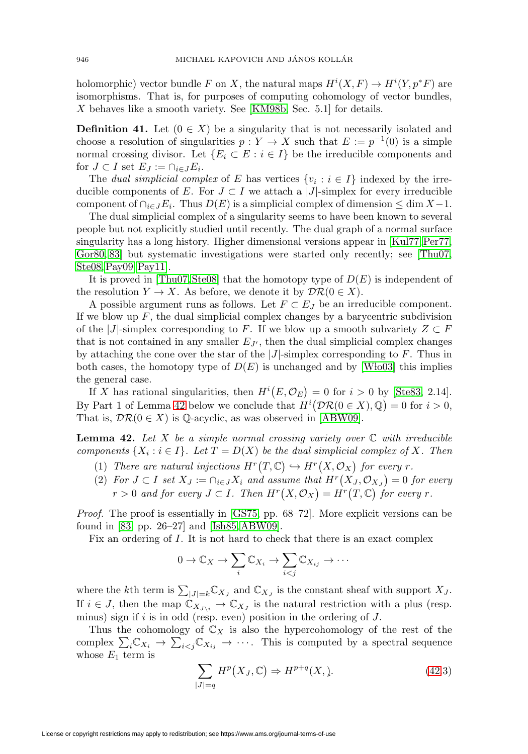holomorphic) vector bundle $F$ on $X$, the natural maps $H^i(X, F) \to H^i(Y, p^*F)$ are isomorphisms. That is, for purposes of computing cohomology of vector bundles, $X$ behaves like a smooth variety. See [KM98b, Sec. 5.1] for details.

**Definition 41.** Let $(0 \in X)$ be a singularity that is not necessarily isolated and choose a resolution of singularities $p : Y \to X$ such that $E := p^{-1}(0)$ is a simple normal crossing divisor. Let $\{E_i \subset E : i \in I\}$ be the irreducible components and for $J \subset I$ set $E_J := \cap_{i \in J} E_i$.

The *dual simplicial complex* of $E$ has vertices $\{v_i : i \in I\}$ indexed by the irreducible components of $E$. For $J \subset I$ we attach a $|J|$-simplex for every irreducible component of $\cap_{i \in J} E_i$. Thus $D(E)$ is a simplicial complex of dimension $\leq \dim X - 1$.

The dual simplicial complex of a singularity seems to have been known to several people but not explicitly studied until recently. The dual graph of a normal surface singularity has a long history. Higher dimensional versions appear in [Kul77, Per77, Gor80, 83] but systematic investigations were started only recently; see [Thu07, Ste08, Pay09, Pay11].

It is proved in [Thu07, Ste08] that the homotopy type of $D(E)$ is independent of the resolution $Y \to X$. As before, we denote it by $\mathcal{DR}(0 \in X)$.

A possible argument runs as follows. Let $F \subset E_J$ be an irreducible component. If we blow up $F$, the dual simplicial complex changes by a barycentric subdivision of the $|J|$-simplex corresponding to $F$. If we blow up a smooth subvariety $Z \subset F$ that is not contained in any smaller $E_{J'}$, then the dual simplicial complex changes by attaching the cone over the star of the $|J|$-simplex corresponding to $F$. Thus in both cases, the homotopy type of $D(E)$ is unchanged and by [Wło03] this implies the general case.

If $X$ has rational singularities, then $H^i\big(E, \mathcal{O}_E\big) = 0$ for $i > 0$ by [Ste83, 2.14]. By Part 1 of Lemma 42 below we conclude that $H^i\big(\mathcal{DR}(0 \in X), \mathbb{Q}\big) = 0$ for $i > 0$, That is, $\mathcal{DR}(0 \in X)$ is $\mathbb{Q}$-acyclic, as was observed in [ABW09].

**Lemma 42.** *Let $X$ be a simple normal crossing variety over $\mathbb{C}$ with irreducible components $\{X_i : i \in I\}$. Let $T = D(X)$ be the dual simplicial complex of $X$. Then*

1. *There are natural injections $H^r\big(T, \mathbb{C}\big) \hookrightarrow H^r\big(X, \mathcal{O}_X\big)$ for every $r$.*
2. *For $J \subset I$ set $X_J := \cap_{i \in J} X_i$ and assume that $H^r\big(X_J, \mathcal{O}_{X_J}\big) = 0$ for every $r > 0$ and for every $J \subset I$. Then $H^r\big(X, \mathcal{O}_X\big) = H^r\big(T, \mathbb{C}\big)$ for every $r$.*

*Proof.* The proof is essentially in [GS75, pp. 68–72]. More explicit versions can be found in [83, pp. 26–27] and [Ish85, ABW09].

Fix an ordering of $I$. It is not hard to check that there is an exact complex

$$0 \to \mathbb{C}_X \to \sum_i \mathbb{C}_{X_i} \to \sum_{i<j} \mathbb{C}_{X_{ij}} \to \cdots$$

where the $k$th term is $\sum_{|J|=k} \mathbb{C}_{X_J}$ and $\mathbb{C}_{X_J}$ is the constant sheaf with support $X_J$. If $i \in J$, then the map $\mathbb{C}_{X_{J \setminus i}} \to \mathbb{C}_{X_J}$ is the natural restriction with a plus (resp. minus) sign if $i$ is in odd (resp. even) position in the ordering of $J$.

Thus the cohomology of $\mathbb{C}_X$ is also the hypercohomology of the rest of the complex $\sum_i \mathbb{C}_{X_i} \to \sum_{i<j} \mathbb{C}_{X_{ij}} \to \cdots$. This is computed by a spectral sequence whose $E_1$ term is

$$\sum_{|J|=q} H^p\big(X_J, \mathbb{C}\big) \Rightarrow H^{p+q}(X, ). \tag{42.3}$$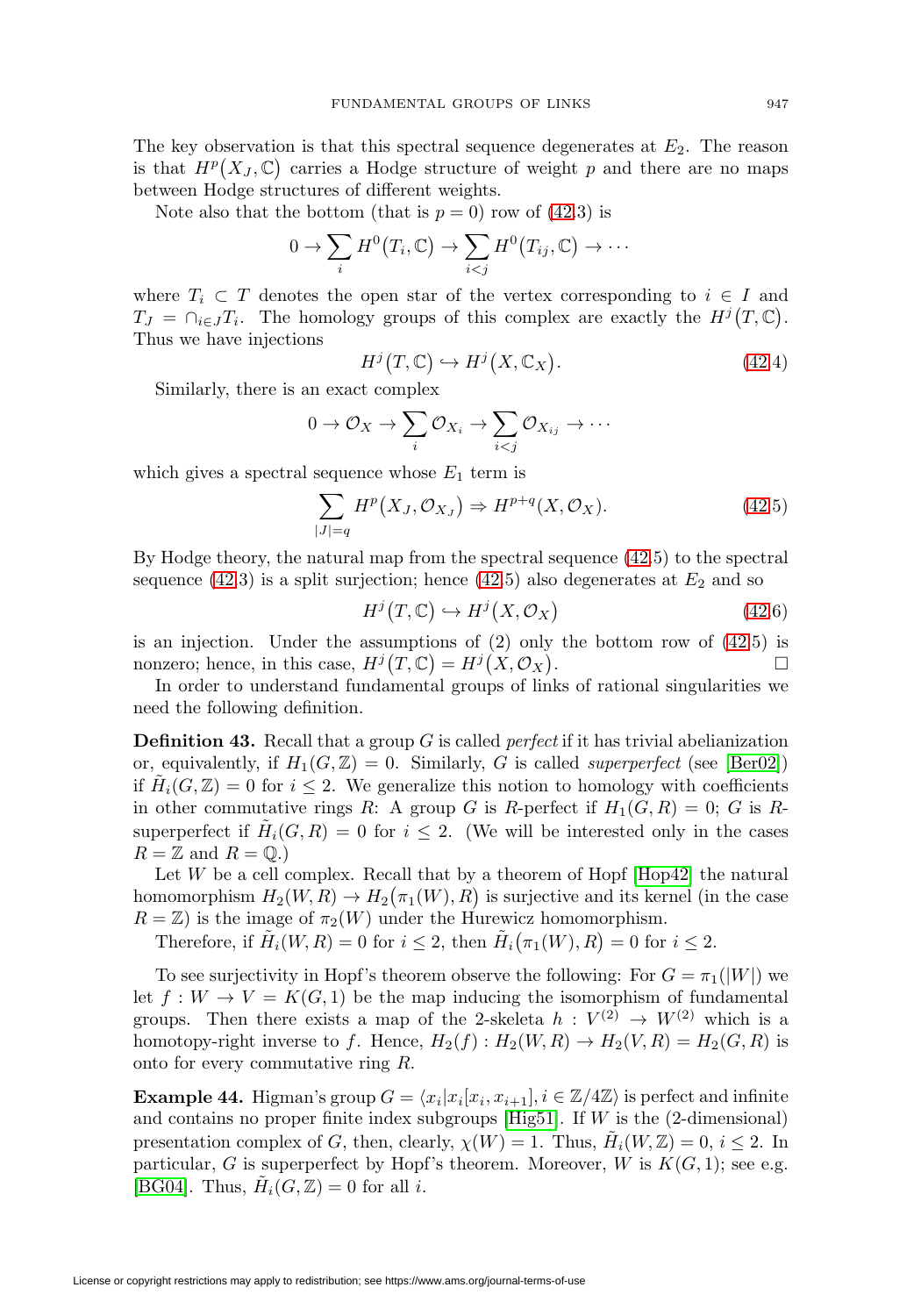The key observation is that this spectral sequence degenerates at $E_2$. The reason is that $H^p(X_J, \mathbb{C})$ carries a Hodge structure of weight $p$ and there are no maps between Hodge structures of different weights.

Note also that the bottom (that is $p = 0$) row of (42.3) is

$$0 \to \sum_i H^0(T_i, \mathbb{C}) \to \sum_{i<j} H^0(T_{ij}, \mathbb{C}) \to \cdots$$

where $T_i \subset T$ denotes the open star of the vertex corresponding to $i \in I$ and $T_J = \cap_{i \in J} T_i$. The homology groups of this complex are exactly the $H^j(T, \mathbb{C})$. Thus we have injections

$$H^j(T, \mathbb{C}) \hookrightarrow H^j(X, \mathbb{C}_X). \tag{42.4}$$

Similarly, there is an exact complex

$$0 \to \mathcal{O}_X \to \sum_i \mathcal{O}_{X_i} \to \sum_{i<j} \mathcal{O}_{X_{ij}} \to \cdots$$

which gives a spectral sequence whose $E_1$ term is

$$\sum_{|J|=q} H^p(X_J, \mathcal{O}_{X_J}) \Rightarrow H^{p+q}(X, \mathcal{O}_X). \tag{42.5}$$

By Hodge theory, the natural map from the spectral sequence (42.5) to the spectral sequence (42.3) is a split surjection; hence (42.5) also degenerates at $E_2$ and so

$$H^j(T, \mathbb{C}) \hookrightarrow H^j(X, \mathcal{O}_X) \tag{42.6}$$

is an injection. Under the assumptions of (2) only the bottom row of (42.5) is nonzero; hence, in this case, $H^j(T, \mathbb{C}) = H^j(X, \mathcal{O}_X)$. $\square$

In order to understand fundamental groups of links of rational singularities we need the following definition.

**Definition 43.** Recall that a group $G$ is called *perfect* if it has trivial abelianization or, equivalently, if $H_1(G, \mathbb{Z}) = 0$. Similarly, $G$ is called *superperfect* (see [Ber02]) if $\tilde{H}_i(G, \mathbb{Z}) = 0$ for $i \le 2$. We generalize this notion to homology with coefficients in other commutative rings $R$: A group $G$ is $R$-perfect if $H_1(G, R) = 0$; $G$ is $R$-superperfect if $\tilde{H}_i(G, R) = 0$ for $i \le 2$. (We will be interested only in the cases $R = \mathbb{Z}$ and $R = \mathbb{Q}$.)

Let $W$ be a cell complex. Recall that by a theorem of Hopf [Hop42] the natural homomorphism $H_2(W, R) \to H_2(\pi_1(W), R)$ is surjective and its kernel (in the case $R = \mathbb{Z}$) is the image of $\pi_2(W)$ under the Hurewicz homomorphism.

Therefore, if $\tilde{H}_i(W, R) = 0$ for $i \le 2$, then $\tilde{H}_i(\pi_1(W), R) = 0$ for $i \le 2$.

To see surjectivity in Hopf's theorem observe the following: For $G = \pi_1(|W|)$ we let $f : W \to V = K(G, 1)$ be the map inducing the isomorphism of fundamental groups. Then there exists a map of the 2-skeleta $h : V^{(2)} \to W^{(2)}$ which is a homotopy-right inverse to $f$. Hence, $H_2(f) : H_2(W, R) \to H_2(V, R) = H_2(G, R)$ is onto for every commutative ring $R$.

**Example 44.** Higman's group $G = \langle x_i | x_i[x_i, x_{i+1}], i \in \mathbb{Z}/4\mathbb{Z} \rangle$ is perfect and infinite and contains no proper finite index subgroups [Hig51]. If $W$ is the (2-dimensional) presentation complex of $G$, then, clearly, $\chi(W) = 1$. Thus, $\tilde{H}_i(W, \mathbb{Z}) = 0$, $i \le 2$. In particular, $G$ is superperfect by Hopf's theorem. Moreover, $W$ is $K(G, 1)$; see e.g. [BG04]. Thus, $\tilde{H}_i(G, \mathbb{Z}) = 0$ for all $i$.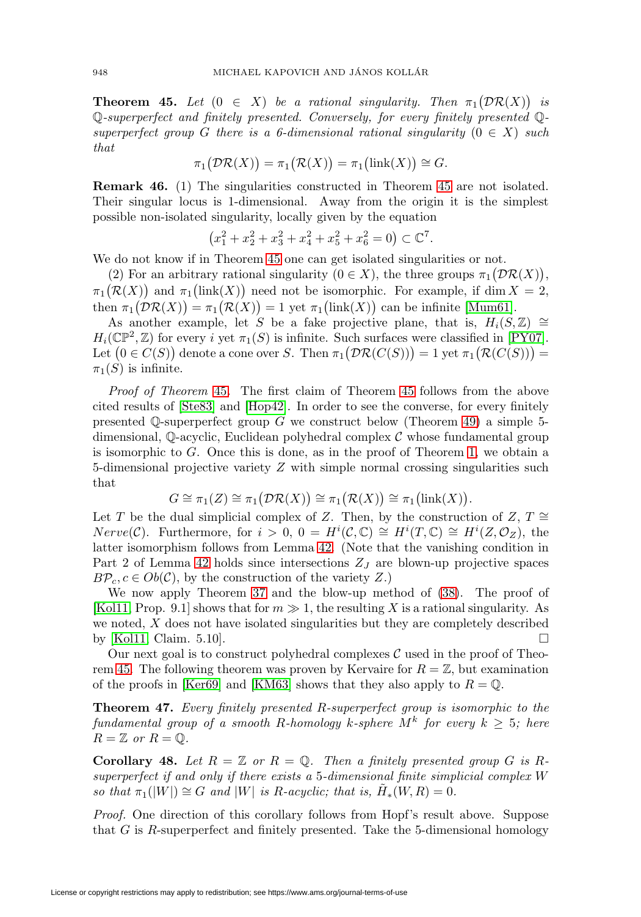**Theorem 45.** *Let $(0 \in X)$ be a rational singularity. Then $\pi_1(\mathcal{DR}(X))$ is $\mathbb{Q}$-superperfect and finitely presented. Conversely, for every finitely presented $\mathbb{Q}$-superperfect group $G$ there is a 6-dimensional rational singularity $(0 \in X)$ such that*

$$\pi_1(\mathcal{DR}(X)) = \pi_1(\mathcal{R}(X)) = \pi_1(\text{link}(X)) \cong G.$$

**Remark 46.** (1) The singularities constructed in Theorem 45 are not isolated. Their singular locus is 1-dimensional. Away from the origin it is the simplest possible non-isolated singularity, locally given by the equation

$$(x_1^2 + x_2^2 + x_3^2 + x_4^2 + x_5^2 + x_6^2 = 0) \subset \mathbb{C}^7.$$

We do not know if in Theorem 45 one can get isolated singularities or not.

(2) For an arbitrary rational singularity $(0 \in X)$, the three groups $\pi_1(\mathcal{DR}(X))$, $\pi_1(\mathcal{R}(X))$ and $\pi_1(\text{link}(X))$ need not be isomorphic. For example, if $\dim X = 2$, then $\pi_1(\mathcal{DR}(X)) = \pi_1(\mathcal{R}(X)) = 1$ yet $\pi_1(\text{link}(X))$ can be infinite [Mum61].

As another example, let $S$ be a fake projective plane, that is, $H_i(S, \mathbb{Z}) \cong H_i(\mathbb{CP}^2, \mathbb{Z})$ for every $i$ yet $\pi_1(S)$ is infinite. Such surfaces were classified in [PY07]. Let $(0 \in C(S))$ denote a cone over $S$. Then $\pi_1(\mathcal{DR}(C(S))) = 1$ yet $\pi_1(\mathcal{R}(C(S))) = \pi_1(S)$ is infinite.

*Proof of Theorem* 45. The first claim of Theorem 45 follows from the above cited results of [Ste83] and [Hop42]. In order to see the converse, for every finitely presented $\mathbb{Q}$-superperfect group $G$ we construct below (Theorem 49) a simple 5-dimensional, $\mathbb{Q}$-acyclic, Euclidean polyhedral complex $\mathcal{C}$ whose fundamental group is isomorphic to $G$. Once this is done, as in the proof of Theorem 1, we obtain a 5-dimensional projective variety $Z$ with simple normal crossing singularities such that

$$G \cong \pi_1(Z) \cong \pi_1(\mathcal{DR}(X)) \cong \pi_1(\mathcal{R}(X)) \cong \pi_1(\text{link}(X)).$$

Let $T$ be the dual simplicial complex of $Z$. Then, by the construction of $Z$, $T \cong Nerve(\mathcal{C})$. Furthermore, for $i > 0$, $0 = H^i(\mathcal{C}, \mathbb{C}) \cong H^i(T, \mathbb{C}) \cong H^i(Z, \mathcal{O}_Z)$, the latter isomorphism follows from Lemma 42. (Note that the vanishing condition in Part 2 of Lemma 42 holds since intersections $Z_J$ are blown-up projective spaces $B\mathcal{P}_c, c \in Ob(\mathcal{C})$, by the construction of the variety $Z$.)

We now apply Theorem 37 and the blow-up method of (38). The proof of [Kol11, Prop. 9.1] shows that for $m \gg 1$, the resulting $X$ is a rational singularity. As we noted, $X$ does not have isolated singularities but they are completely described by [Kol11, Claim. 5.10]. $\square$

Our next goal is to construct polyhedral complexes $\mathcal{C}$ used in the proof of Theorem 45. The following theorem was proven by Kervaire for $R = \mathbb{Z}$, but examination of the proofs in [Ker69] and [KM63] shows that they also apply to $R = \mathbb{Q}$.

**Theorem 47.** *Every finitely presented $R$-superperfect group is isomorphic to the fundamental group of a smooth $R$-homology $k$-sphere $M^k$ for every $k \geq 5$; here $R = \mathbb{Z}$ or $R = \mathbb{Q}$.*

**Corollary 48.** *Let $R = \mathbb{Z}$ or $R = \mathbb{Q}$. Then a finitely presented group $G$ is $R$-superperfect if and only if there exists a 5-dimensional finite simplicial complex $W$ so that $\pi_1(|W|) \cong G$ and $|W|$ is $R$-acyclic; that is, $\tilde{H}_*(W, R) = 0$.*

*Proof.* One direction of this corollary follows from Hopf's result above. Suppose that $G$ is $R$-superperfect and finitely presented. Take the 5-dimensional homology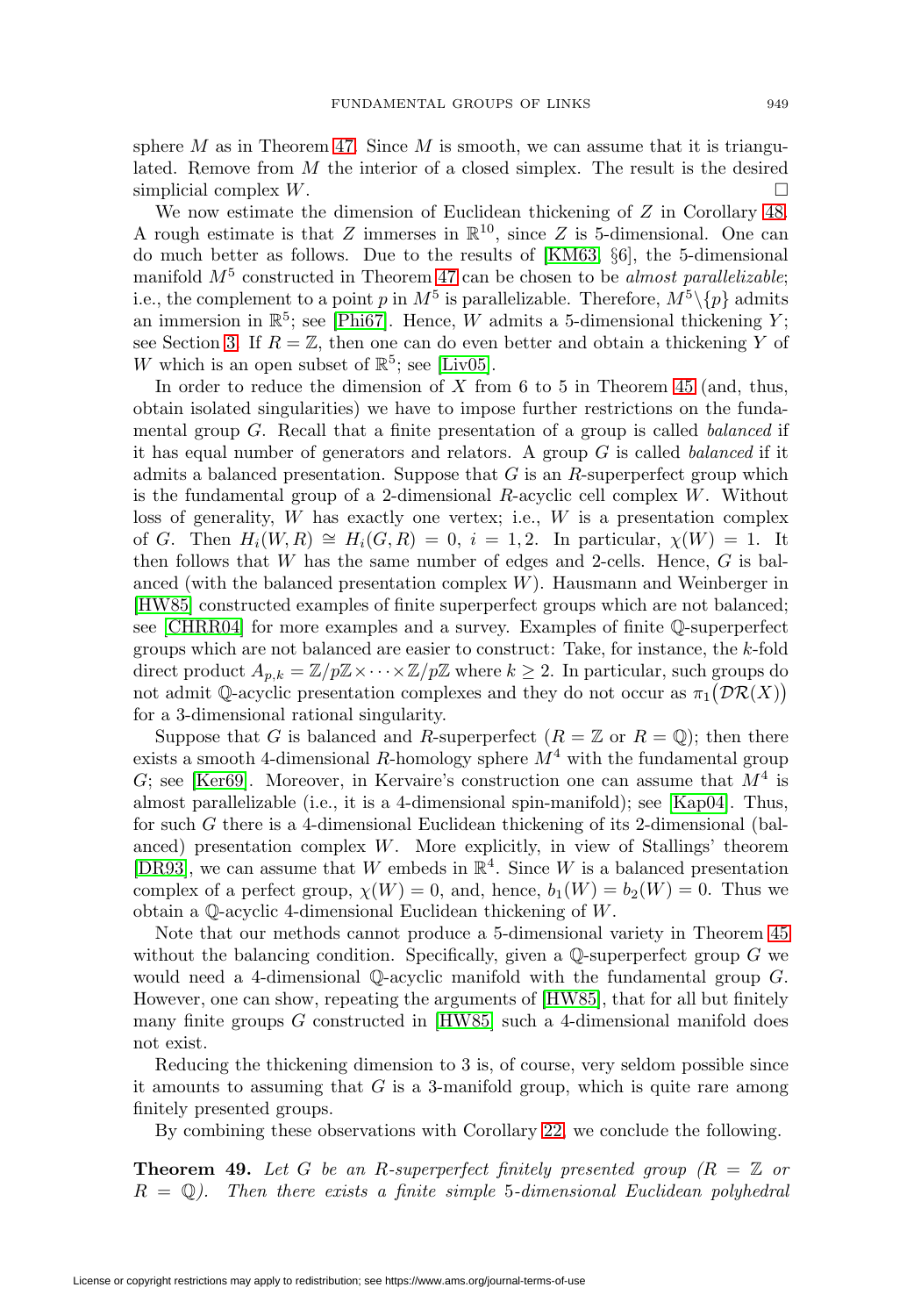sphere $M$ as in Theorem 47. Since $M$ is smooth, we can assume that it is triangulated. Remove from $M$ the interior of a closed simplex. The result is the desired simplicial complex $W$. □

We now estimate the dimension of Euclidean thickening of $Z$ in Corollary 48. A rough estimate is that $Z$ immerses in $\mathbb{R}^{10}$, since $Z$ is 5-dimensional. One can do much better as follows. Due to the results of [KM63, §6], the 5-dimensional manifold $M^5$ constructed in Theorem 47 can be chosen to be *almost parallelizable*; i.e., the complement to a point $p$ in $M^5$ is parallelizable. Therefore, $M^5 \setminus \{p\}$ admits an immersion in $\mathbb{R}^5$; see [Phi67]. Hence, $W$ admits a 5-dimensional thickening $Y$; see Section 3. If $R = \mathbb{Z}$, then one can do even better and obtain a thickening $Y$ of $W$ which is an open subset of $\mathbb{R}^5$; see [Liv05].

In order to reduce the dimension of $X$ from 6 to 5 in Theorem 45 (and, thus, obtain isolated singularities) we have to impose further restrictions on the fundamental group $G$. Recall that a finite presentation of a group is called *balanced* if it has equal number of generators and relators. A group $G$ is called *balanced* if it admits a balanced presentation. Suppose that $G$ is an $R$-superperfect group which is the fundamental group of a 2-dimensional $R$-acyclic cell complex $W$. Without loss of generality, $W$ has exactly one vertex; i.e., $W$ is a presentation complex of $G$. Then $H_i(W, R) \cong H_i(G, R) = 0$, $i = 1, 2$. In particular, $\chi(W) = 1$. It then follows that $W$ has the same number of edges and 2-cells. Hence, $G$ is balanced (with the balanced presentation complex $W$). Hausmann and Weinberger in [HW85] constructed examples of finite superperfect groups which are not balanced; see [CHRR04] for more examples and a survey. Examples of finite $\mathbb{Q}$-superperfect groups which are not balanced are easier to construct: Take, for instance, the $k$-fold direct product $A_{p,k} = \mathbb{Z}/p\mathbb{Z} \times \cdots \times \mathbb{Z}/p\mathbb{Z}$ where $k \geq 2$. In particular, such groups do not admit $\mathbb{Q}$-acyclic presentation complexes and they do not occur as $\pi_1(\mathcal{DR}(X))$ for a 3-dimensional rational singularity.

Suppose that $G$ is balanced and $R$-superperfect ($R = \mathbb{Z}$ or $R = \mathbb{Q}$); then there exists a smooth 4-dimensional $R$-homology sphere $M^4$ with the fundamental group $G$; see [Ker69]. Moreover, in Kervaire's construction one can assume that $M^4$ is almost parallelizable (i.e., it is a 4-dimensional spin-manifold); see [Kap04]. Thus, for such $G$ there is a 4-dimensional Euclidean thickening of its 2-dimensional (balanced) presentation complex $W$. More explicitly, in view of Stallings' theorem [DR93], we can assume that $W$ embeds in $\mathbb{R}^4$. Since $W$ is a balanced presentation complex of a perfect group, $\chi(W) = 0$, and, hence, $b_1(W) = b_2(W) = 0$. Thus we obtain a $\mathbb{Q}$-acyclic 4-dimensional Euclidean thickening of $W$.

Note that our methods cannot produce a 5-dimensional variety in Theorem 45 without the balancing condition. Specifically, given a $\mathbb{Q}$-superperfect group $G$ we would need a 4-dimensional $\mathbb{Q}$-acyclic manifold with the fundamental group $G$. However, one can show, repeating the arguments of [HW85], that for all but finitely many finite groups $G$ constructed in [HW85] such a 4-dimensional manifold does not exist.

Reducing the thickening dimension to 3 is, of course, very seldom possible since it amounts to assuming that $G$ is a 3-manifold group, which is quite rare among finitely presented groups.

By combining these observations with Corollary 22, we conclude the following.

**Theorem 49.** *Let $G$ be an $R$-superperfect finitely presented group ($R = \mathbb{Z}$ or $R = \mathbb{Q}$). Then there exists a finite simple 5-dimensional Euclidean polyhedral*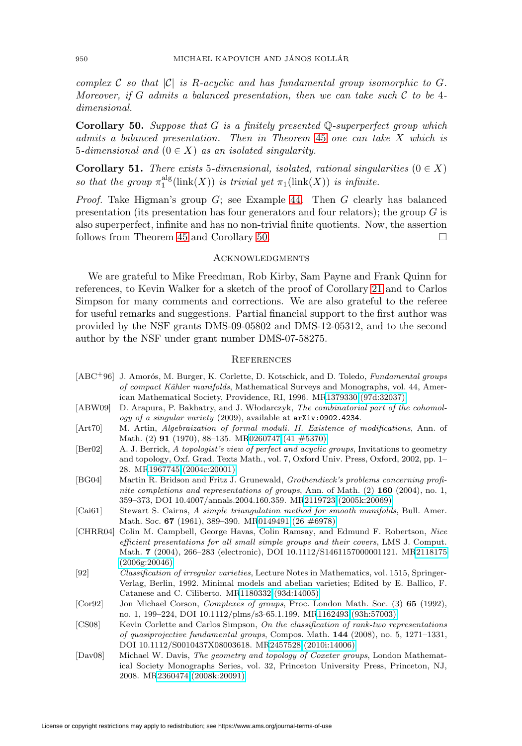*complex $\mathcal{C}$ so that $|\mathcal{C}|$ is $R$-acyclic and has fundamental group isomorphic to $G$. Moreover, if $G$ admits a balanced presentation, then we can take such $\mathcal{C}$ to be 4-dimensional.*

**Corollary 50.** *Suppose that $G$ is a finitely presented $\mathbb{Q}$-superperfect group which admits a balanced presentation. Then in Theorem 45 one can take $X$ which is 5-dimensional and $(0 \in X)$ as an isolated singularity.*

**Corollary 51.** *There exists 5-dimensional, isolated, rational singularities $(0 \in X)$ so that the group $\pi_1^{\mathrm{alg}}(\mathrm{link}(X))$ is trivial yet $\pi_1(\mathrm{link}(X))$ is infinite.*

*Proof.* Take Higman's group $G$; see Example 44. Then $G$ clearly has balanced presentation (its presentation has four generators and four relators); the group $G$ is also superperfect, infinite and has no non-trivial finite quotients. Now, the assertion follows from Theorem 45 and Corollary 50. □

## Acknowledgments

We are grateful to Mike Freedman, Rob Kirby, Sam Payne and Frank Quinn for references, to Kevin Walker for a sketch of the proof of Corollary 21 and to Carlos Simpson for many comments and corrections. We are also grateful to the referee for useful remarks and suggestions. Partial financial support to the first author was provided by the NSF grants DMS-09-05802 and DMS-12-05312, and to the second author by the NSF under grant number DMS-07-58275.

## References

- [ABC+96] J. Amorós, M. Burger, K. Corlette, D. Kotschick, and D. Toledo, *Fundamental groups of compact Kähler manifolds*, Mathematical Surveys and Monographs, vol. 44, American Mathematical Society, Providence, RI, 1996. MR1379330 (97d:32037)
- [ABW09] D. Arapura, P. Bakhatry, and J. Włodarczyk, *The combinatorial part of the cohomology of a singular variety* (2009), available at arXiv:0902.4234.
- [Art70] M. Artin, *Algebraization of formal moduli. II. Existence of modifications*, Ann. of Math. (2) **91** (1970), 88–135. MR0260747 (41 #5370)
- [Ber02] A. J. Berrick, *A topologist's view of perfect and acyclic groups*, Invitations to geometry and topology, Oxf. Grad. Texts Math., vol. 7, Oxford Univ. Press, Oxford, 2002, pp. 1–28. MR1967745 (2004c:20001)
- [BG04] Martin R. Bridson and Fritz J. Grunewald, *Grothendieck's problems concerning profinite completions and representations of groups*, Ann. of Math. (2) **160** (2004), no. 1, 359–373, DOI 10.4007/annals.2004.160.359. MR2119723 (2005k:20069)
- [Cai61] Stewart S. Cairns, *A simple triangulation method for smooth manifolds*, Bull. Amer. Math. Soc. **67** (1961), 389–390. MR0149491 (26 #6978)
- [CHRR04] Colin M. Campbell, George Havas, Colin Ramsay, and Edmund F. Robertson, *Nice efficient presentations for all small simple groups and their covers*, LMS J. Comput. Math. **7** (2004), 266–283 (electronic), DOI 10.1112/S1461157000001121. MR2118175 (2006g:20046)
- [92] *Classification of irregular varieties*, Lecture Notes in Mathematics, vol. 1515, Springer-Verlag, Berlin, 1992. Minimal models and abelian varieties; Edited by E. Ballico, F. Catanese and C. Ciliberto. MR1180332 (93d:14005)
- [Cor92] Jon Michael Corson, *Complexes of groups*, Proc. London Math. Soc. (3) **65** (1992), no. 1, 199–224, DOI 10.1112/plms/s3-65.1.199. MR1162493 (93h:57003)
- [CS08] Kevin Corlette and Carlos Simpson, *On the classification of rank-two representations of quasiprojective fundamental groups*, Compos. Math. **144** (2008), no. 5, 1271–1331, DOI 10.1112/S0010437X08003618. MR2457528 (2010i:14006)
- [Dav08] Michael W. Davis, *The geometry and topology of Coxeter groups*, London Mathematical Society Monographs Series, vol. 32, Princeton University Press, Princeton, NJ, 2008. MR2360474 (2008k:20091)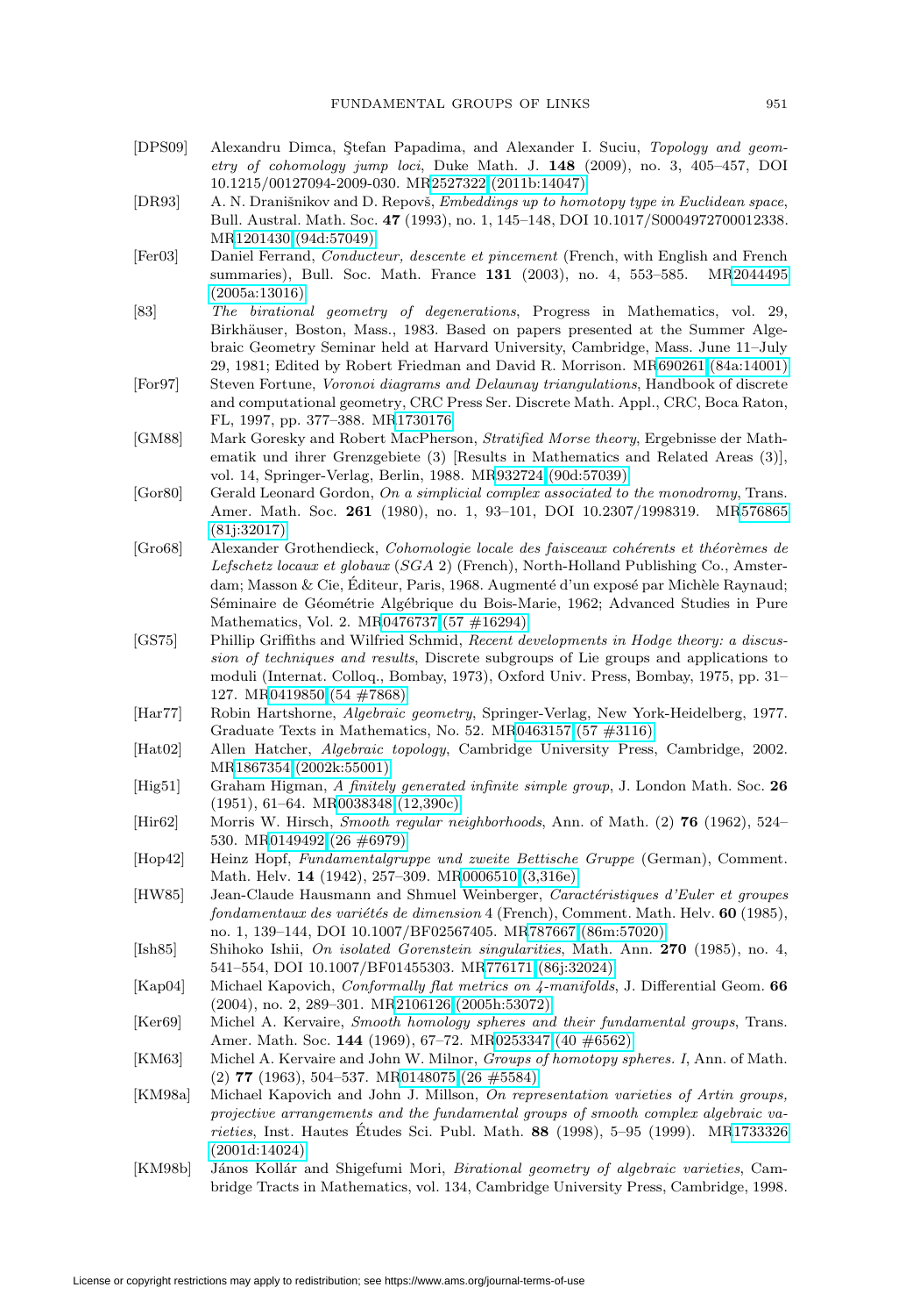[DPS09] Alexandru Dimca, Ştefan Papadima, and Alexander I. Suciu, *Topology and geometry of cohomology jump loci*, Duke Math. J. **148** (2009), no. 3, 405–457, DOI 10.1215/00127094-2009-030. MR2527322 (2011b:14047)

[DR93] A. N. Dranišnikov and D. Repovš, *Embeddings up to homotopy type in Euclidean space*, Bull. Austral. Math. Soc. **47** (1993), no. 1, 145–148, DOI 10.1017/S0004972700012338. MR1201430 (94d:57049)

[Fer03] Daniel Ferrand, *Conducteur, descente et pincement* (French, with English and French summaries), Bull. Soc. Math. France **131** (2003), no. 4, 553–585. MR2044495 (2005a:13016)

[83] *The birational geometry of degenerations*, Progress in Mathematics, vol. 29, Birkhäuser, Boston, Mass., 1983. Based on papers presented at the Summer Algebraic Geometry Seminar held at Harvard University, Cambridge, Mass. June 11–July 29, 1981; Edited by Robert Friedman and David R. Morrison. MR690261 (84a:14001)

[For97] Steven Fortune, *Voronoi diagrams and Delaunay triangulations*, Handbook of discrete and computational geometry, CRC Press Ser. Discrete Math. Appl., CRC, Boca Raton, FL, 1997, pp. 377–388. MR1730176

[GM88] Mark Goresky and Robert MacPherson, *Stratified Morse theory*, Ergebnisse der Mathematik und ihrer Grenzgebiete (3) [Results in Mathematics and Related Areas (3)], vol. 14, Springer-Verlag, Berlin, 1988. MR932724 (90d:57039)

[Gor80] Gerald Leonard Gordon, *On a simplicial complex associated to the monodromy*, Trans. Amer. Math. Soc. **261** (1980), no. 1, 93–101, DOI 10.2307/1998319. MR576865 (81j:32017)

[Gro68] Alexander Grothendieck, *Cohomologie locale des faisceaux cohérents et théorèmes de Lefschetz locaux et globaux* (*SGA* 2) (French), North-Holland Publishing Co., Amsterdam; Masson & Cie, Éditeur, Paris, 1968. Augmenté d'un exposé par Michèle Raynaud; Séminaire de Géométrie Algébrique du Bois-Marie, 1962; Advanced Studies in Pure Mathematics, Vol. 2. MR0476737 (57 #16294)

[GS75] Phillip Griffiths and Wilfried Schmid, *Recent developments in Hodge theory: a discussion of techniques and results*, Discrete subgroups of Lie groups and applications to moduli (Internat. Colloq., Bombay, 1973), Oxford Univ. Press, Bombay, 1975, pp. 31–127. MR0419850 (54 #7868)

[Har77] Robin Hartshorne, *Algebraic geometry*, Springer-Verlag, New York-Heidelberg, 1977. Graduate Texts in Mathematics, No. 52. MR0463157 (57 #3116)

[Hat02] Allen Hatcher, *Algebraic topology*, Cambridge University Press, Cambridge, 2002. MR1867354 (2002k:55001)

[Hig51] Graham Higman, *A finitely generated infinite simple group*, J. London Math. Soc. **26** (1951), 61–64. MR0038348 (12,390c)

[Hir62] Morris W. Hirsch, *Smooth regular neighborhoods*, Ann. of Math. (2) **76** (1962), 524–530. MR0149492 (26 #6979)

[Hop42] Heinz Hopf, *Fundamentalgruppe und zweite Bettische Gruppe* (German), Comment. Math. Helv. **14** (1942), 257–309. MR0006510 (3,316e)

[HW85] Jean-Claude Hausmann and Shmuel Weinberger, *Caractéristiques d'Euler et groupes fondamentaux des variétés de dimension* 4 (French), Comment. Math. Helv. **60** (1985), no. 1, 139–144, DOI 10.1007/BF02567405. MR787667 (86m:57020)

[Ish85] Shihoko Ishii, *On isolated Gorenstein singularities*, Math. Ann. **270** (1985), no. 4, 541–554, DOI 10.1007/BF01455303. MR776171 (86j:32024)

[Kap04] Michael Kapovich, *Conformally flat metrics on 4-manifolds*, J. Differential Geom. **66** (2004), no. 2, 289–301. MR2106126 (2005h:53072)

[Ker69] Michel A. Kervaire, *Smooth homology spheres and their fundamental groups*, Trans. Amer. Math. Soc. **144** (1969), 67–72. MR0253347 (40 #6562)

[KM63] Michel A. Kervaire and John W. Milnor, *Groups of homotopy spheres. I*, Ann. of Math. (2) **77** (1963), 504–537. MR0148075 (26 #5584)

[KM98a] Michael Kapovich and John J. Millson, *On representation varieties of Artin groups, projective arrangements and the fundamental groups of smooth complex algebraic varieties*, Inst. Hautes Études Sci. Publ. Math. **88** (1998), 5–95 (1999). MR1733326 (2001d:14024)

[KM98b] János Kollár and Shigefumi Mori, *Birational geometry of algebraic varieties*, Cambridge Tracts in Mathematics, vol. 134, Cambridge University Press, Cambridge, 1998.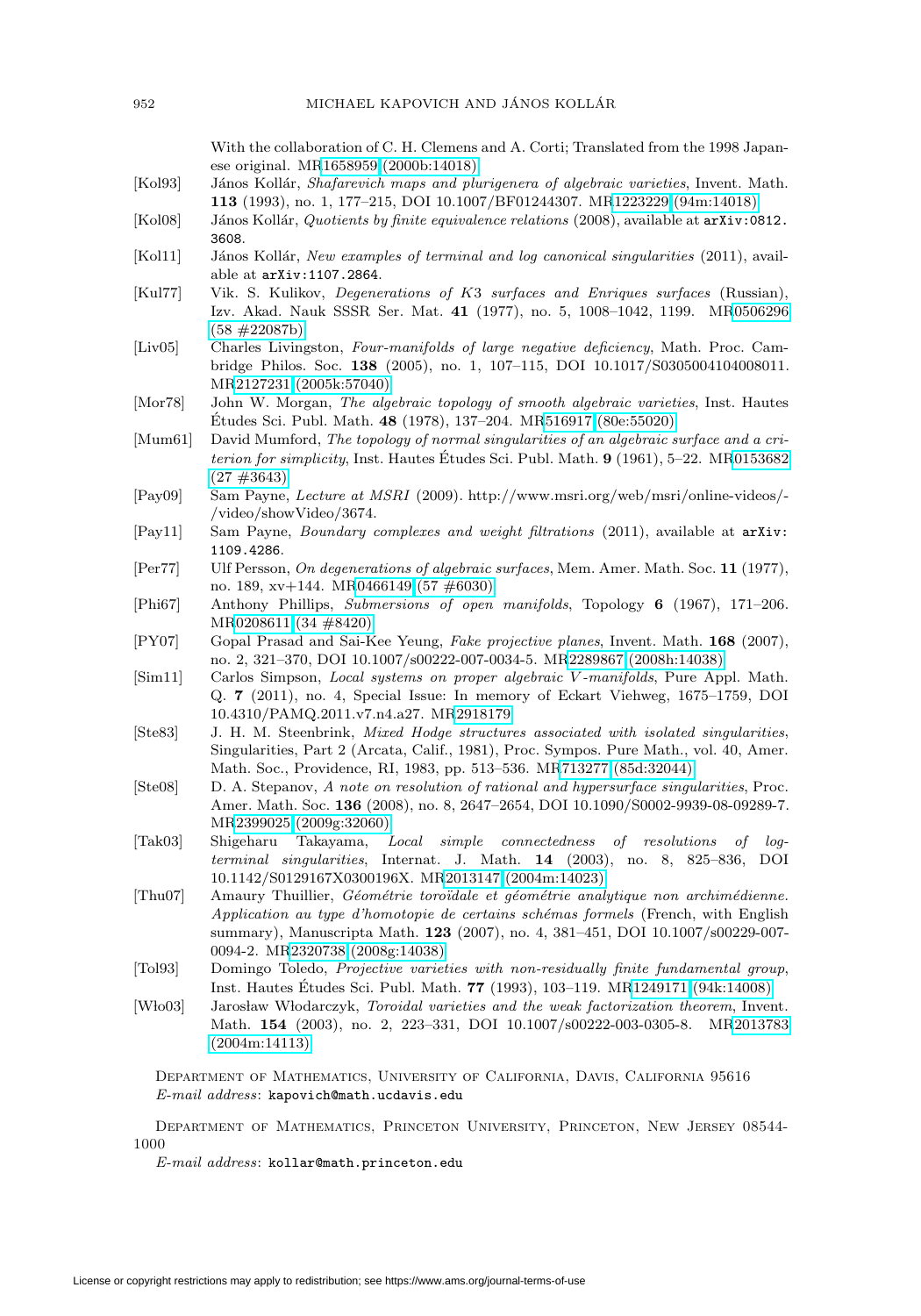With the collaboration of C. H. Clemens and A. Corti; Translated from the 1998 Japanese original. MR1658959 (2000b:14018)

[Kol93] János Kollár, *Shafarevich maps and plurigenera of algebraic varieties*, Invent. Math. **113** (1993), no. 1, 177–215, DOI 10.1007/BF01244307. MR1223229 (94m:14018)

[Kol08] János Kollár, *Quotients by finite equivalence relations* (2008), available at arXiv:0812.3608.

[Kol11] János Kollár, *New examples of terminal and log canonical singularities* (2011), available at arXiv:1107.2864.

[Kul77] Vik. S. Kulikov, *Degenerations of K3 surfaces and Enriques surfaces* (Russian), Izv. Akad. Nauk SSSR Ser. Mat. **41** (1977), no. 5, 1008–1042, 1199. MR0506296 (58 #22087b)

[Liv05] Charles Livingston, *Four-manifolds of large negative deficiency*, Math. Proc. Cambridge Philos. Soc. **138** (2005), no. 1, 107–115, DOI 10.1017/S0305004104008011. MR2127231 (2005k:57040)

[Mor78] John W. Morgan, *The algebraic topology of smooth algebraic varieties*, Inst. Hautes Études Sci. Publ. Math. **48** (1978), 137–204. MR516917 (80e:55020)

[Mum61] David Mumford, *The topology of normal singularities of an algebraic surface and a criterion for simplicity*, Inst. Hautes Études Sci. Publ. Math. **9** (1961), 5–22. MR0153682 (27 #3643)

[Pay09] Sam Payne, *Lecture at MSRI* (2009). http://www.msri.org/web/msri/online-videos/-/video/showVideo/3674.

[Pay11] Sam Payne, *Boundary complexes and weight filtrations* (2011), available at arXiv:1109.4286.

[Per77] Ulf Persson, *On degenerations of algebraic surfaces*, Mem. Amer. Math. Soc. **11** (1977), no. 189, xv+144. MR0466149 (57 #6030)

[Phi67] Anthony Phillips, *Submersions of open manifolds*, Topology **6** (1967), 171–206. MR0208611 (34 #8420)

[PY07] Gopal Prasad and Sai-Kee Yeung, *Fake projective planes*, Invent. Math. **168** (2007), no. 2, 321–370, DOI 10.1007/s00222-007-0034-5. MR2289867 (2008h:14038)

[Sim11] Carlos Simpson, *Local systems on proper algebraic V-manifolds*, Pure Appl. Math. Q. **7** (2011), no. 4, Special Issue: In memory of Eckart Viehweg, 1675–1759, DOI 10.4310/PAMQ.2011.v7.n4.a27. MR2918179

[Ste83] J. H. M. Steenbrink, *Mixed Hodge structures associated with isolated singularities*, Singularities, Part 2 (Arcata, Calif., 1981), Proc. Sympos. Pure Math., vol. 40, Amer. Math. Soc., Providence, RI, 1983, pp. 513–536. MR713277 (85d:32044)

[Ste08] D. A. Stepanov, *A note on resolution of rational and hypersurface singularities*, Proc. Amer. Math. Soc. **136** (2008), no. 8, 2647–2654, DOI 10.1090/S0002-9939-08-09289-7. MR2399025 (2009g:32060)

[Tak03] Shigeharu Takayama, *Local simple connectedness of resolutions of log-terminal singularities*, Internat. J. Math. **14** (2003), no. 8, 825–836, DOI 10.1142/S0129167X0300196X. MR2013147 (2004m:14023)

[Thu07] Amaury Thuillier, *Géométrie toroïdale et géométrie analytique non archimédienne. Application au type d'homotopie de certains schémas formels* (French, with English summary), Manuscripta Math. **123** (2007), no. 4, 381–451, DOI 10.1007/s00229-007-0094-2. MR2320738 (2008g:14038)

[Tol93] Domingo Toledo, *Projective varieties with non-residually finite fundamental group*, Inst. Hautes Études Sci. Publ. Math. **77** (1993), 103–119. MR1249171 (94k:14008)

[Wło03] Jarosław Włodarczyk, *Toroidal varieties and the weak factorization theorem*, Invent. Math. **154** (2003), no. 2, 223–331, DOI 10.1007/s00222-003-0305-8. MR2013783 (2004m:14113)

Department of Mathematics, University of California, Davis, California 95616
*E-mail address*: kapovich@math.ucdavis.edu

Department of Mathematics, Princeton University, Princeton, New Jersey 08544-1000
*E-mail address*: kollar@math.princeton.edu